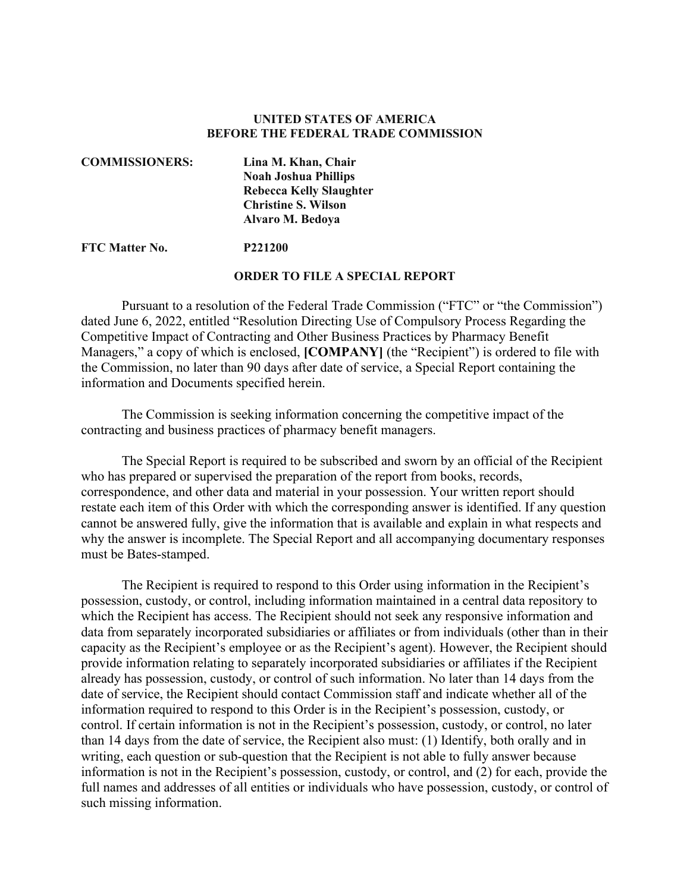**UNITED STATES OF AMERICA**
**BEFORE THE FEDERAL TRADE COMMISSION**

**COMMISSIONERS:** **Lina M. Khan, Chair**
**Noah Joshua Phillips**
**Rebecca Kelly Slaughter**
**Christine S. Wilson**
**Alvaro M. Bedoya**

**FTC Matter No.** **P221200**

**ORDER TO FILE A SPECIAL REPORT**

Pursuant to a resolution of the Federal Trade Commission ("FTC" or "the Commission") dated June 6, 2022, entitled "Resolution Directing Use of Compulsory Process Regarding the Competitive Impact of Contracting and Other Business Practices by Pharmacy Benefit Managers," a copy of which is enclosed, **[COMPANY]** (the "Recipient") is ordered to file with the Commission, no later than 90 days after date of service, a Special Report containing the information and Documents specified herein.

The Commission is seeking information concerning the competitive impact of the contracting and business practices of pharmacy benefit managers.

The Special Report is required to be subscribed and sworn by an official of the Recipient who has prepared or supervised the preparation of the report from books, records, correspondence, and other data and material in your possession. Your written report should restate each item of this Order with which the corresponding answer is identified. If any question cannot be answered fully, give the information that is available and explain in what respects and why the answer is incomplete. The Special Report and all accompanying documentary responses must be Bates-stamped.

The Recipient is required to respond to this Order using information in the Recipient's possession, custody, or control, including information maintained in a central data repository to which the Recipient has access. The Recipient should not seek any responsive information and data from separately incorporated subsidiaries or affiliates or from individuals (other than in their capacity as the Recipient's employee or as the Recipient's agent). However, the Recipient should provide information relating to separately incorporated subsidiaries or affiliates if the Recipient already has possession, custody, or control of such information. No later than 14 days from the date of service, the Recipient should contact Commission staff and indicate whether all of the information required to respond to this Order is in the Recipient's possession, custody, or control. If certain information is not in the Recipient's possession, custody, or control, no later than 14 days from the date of service, the Recipient also must: (1) Identify, both orally and in writing, each question or sub-question that the Recipient is not able to fully answer because information is not in the Recipient's possession, custody, or control, and (2) for each, provide the full names and addresses of all entities or individuals who have possession, custody, or control of such missing information.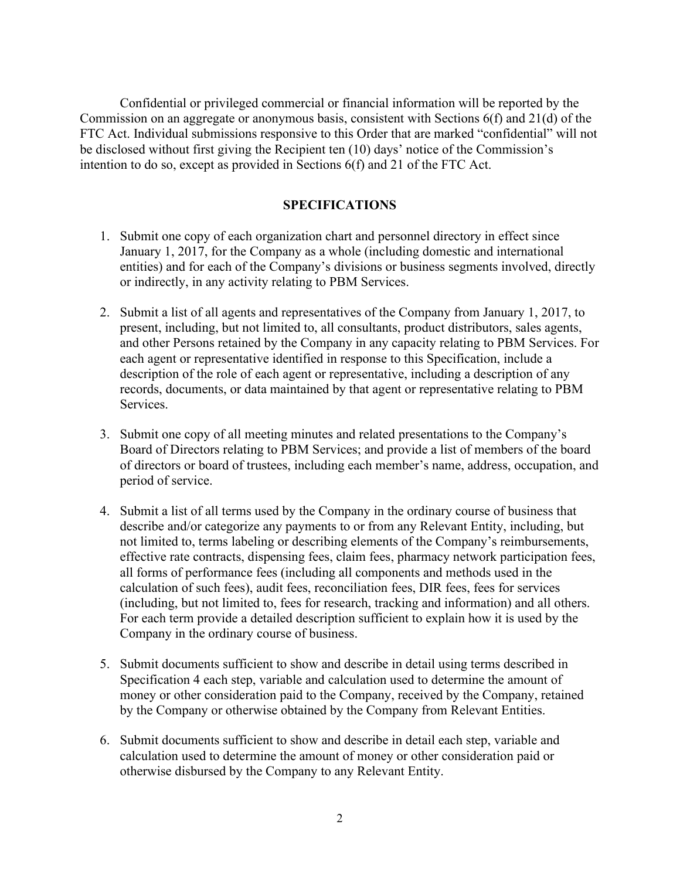Confidential or privileged commercial or financial information will be reported by the Commission on an aggregate or anonymous basis, consistent with Sections 6(f) and 21(d) of the FTC Act. Individual submissions responsive to this Order that are marked "confidential" will not be disclosed without first giving the Recipient ten (10) days' notice of the Commission's intention to do so, except as provided in Sections 6(f) and 21 of the FTC Act.

## SPECIFICATIONS

1. Submit one copy of each organization chart and personnel directory in effect since January 1, 2017, for the Company as a whole (including domestic and international entities) and for each of the Company's divisions or business segments involved, directly or indirectly, in any activity relating to PBM Services.

2. Submit a list of all agents and representatives of the Company from January 1, 2017, to present, including, but not limited to, all consultants, product distributors, sales agents, and other Persons retained by the Company in any capacity relating to PBM Services. For each agent or representative identified in response to this Specification, include a description of the role of each agent or representative, including a description of any records, documents, or data maintained by that agent or representative relating to PBM Services.

3. Submit one copy of all meeting minutes and related presentations to the Company's Board of Directors relating to PBM Services; and provide a list of members of the board of directors or board of trustees, including each member's name, address, occupation, and period of service.

4. Submit a list of all terms used by the Company in the ordinary course of business that describe and/or categorize any payments to or from any Relevant Entity, including, but not limited to, terms labeling or describing elements of the Company's reimbursements, effective rate contracts, dispensing fees, claim fees, pharmacy network participation fees, all forms of performance fees (including all components and methods used in the calculation of such fees), audit fees, reconciliation fees, DIR fees, fees for services (including, but not limited to, fees for research, tracking and information) and all others. For each term provide a detailed description sufficient to explain how it is used by the Company in the ordinary course of business.

5. Submit documents sufficient to show and describe in detail using terms described in Specification 4 each step, variable and calculation used to determine the amount of money or other consideration paid to the Company, received by the Company, retained by the Company or otherwise obtained by the Company from Relevant Entities.

6. Submit documents sufficient to show and describe in detail each step, variable and calculation used to determine the amount of money or other consideration paid or otherwise disbursed by the Company to any Relevant Entity.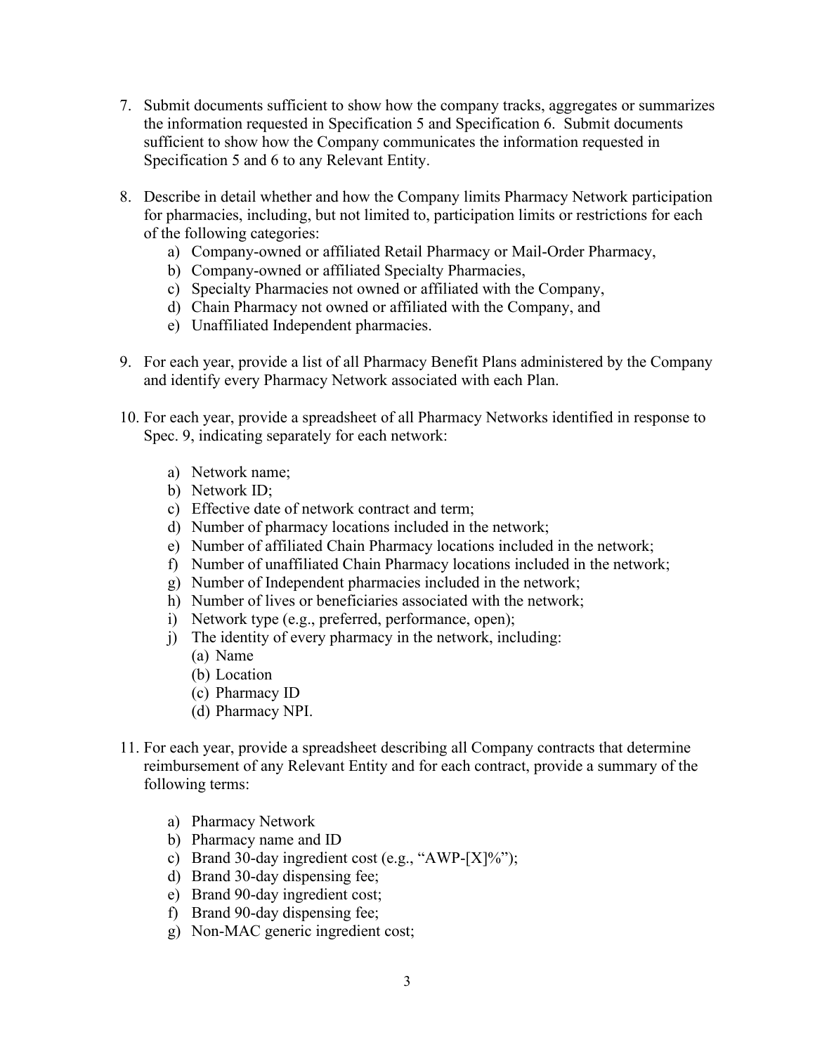7. Submit documents sufficient to show how the company tracks, aggregates or summarizes the information requested in Specification 5 and Specification 6. Submit documents sufficient to show how the Company communicates the information requested in Specification 5 and 6 to any Relevant Entity.

8. Describe in detail whether and how the Company limits Pharmacy Network participation for pharmacies, including, but not limited to, participation limits or restrictions for each of the following categories:
   a) Company-owned or affiliated Retail Pharmacy or Mail-Order Pharmacy,
   b) Company-owned or affiliated Specialty Pharmacies,
   c) Specialty Pharmacies not owned or affiliated with the Company,
   d) Chain Pharmacy not owned or affiliated with the Company, and
   e) Unaffiliated Independent pharmacies.

9. For each year, provide a list of all Pharmacy Benefit Plans administered by the Company and identify every Pharmacy Network associated with each Plan.

10. For each year, provide a spreadsheet of all Pharmacy Networks identified in response to Spec. 9, indicating separately for each network:

    a) Network name;
    b) Network ID;
    c) Effective date of network contract and term;
    d) Number of pharmacy locations included in the network;
    e) Number of affiliated Chain Pharmacy locations included in the network;
    f) Number of unaffiliated Chain Pharmacy locations included in the network;
    g) Number of Independent pharmacies included in the network;
    h) Number of lives or beneficiaries associated with the network;
    i) Network type (e.g., preferred, performance, open);
    j) The identity of every pharmacy in the network, including:
       (a) Name
       (b) Location
       (c) Pharmacy ID
       (d) Pharmacy NPI.

11. For each year, provide a spreadsheet describing all Company contracts that determine reimbursement of any Relevant Entity and for each contract, provide a summary of the following terms:

    a) Pharmacy Network
    b) Pharmacy name and ID
    c) Brand 30-day ingredient cost (e.g., "AWP-[X]%");
    d) Brand 30-day dispensing fee;
    e) Brand 90-day ingredient cost;
    f) Brand 90-day dispensing fee;
    g) Non-MAC generic ingredient cost;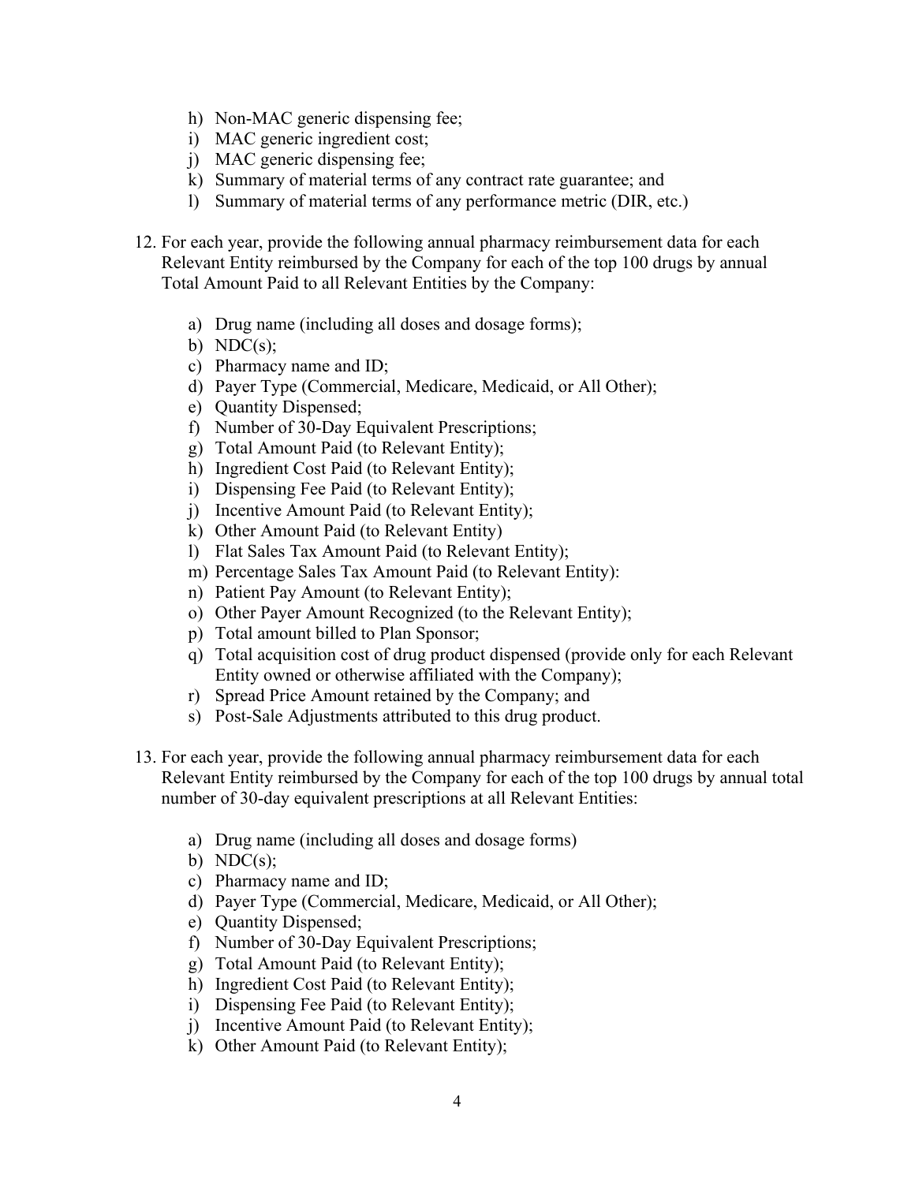h) Non-MAC generic dispensing fee;
i) MAC generic ingredient cost;
j) MAC generic dispensing fee;
k) Summary of material terms of any contract rate guarantee; and
l) Summary of material terms of any performance metric (DIR, etc.)

12. For each year, provide the following annual pharmacy reimbursement data for each Relevant Entity reimbursed by the Company for each of the top 100 drugs by annual Total Amount Paid to all Relevant Entities by the Company:

    a) Drug name (including all doses and dosage forms);
    b) NDC(s);
    c) Pharmacy name and ID;
    d) Payer Type (Commercial, Medicare, Medicaid, or All Other);
    e) Quantity Dispensed;
    f) Number of 30-Day Equivalent Prescriptions;
    g) Total Amount Paid (to Relevant Entity);
    h) Ingredient Cost Paid (to Relevant Entity);
    i) Dispensing Fee Paid (to Relevant Entity);
    j) Incentive Amount Paid (to Relevant Entity);
    k) Other Amount Paid (to Relevant Entity)
    l) Flat Sales Tax Amount Paid (to Relevant Entity);
    m) Percentage Sales Tax Amount Paid (to Relevant Entity):
    n) Patient Pay Amount (to Relevant Entity);
    o) Other Payer Amount Recognized (to the Relevant Entity);
    p) Total amount billed to Plan Sponsor;
    q) Total acquisition cost of drug product dispensed (provide only for each Relevant Entity owned or otherwise affiliated with the Company);
    r) Spread Price Amount retained by the Company; and
    s) Post-Sale Adjustments attributed to this drug product.

13. For each year, provide the following annual pharmacy reimbursement data for each Relevant Entity reimbursed by the Company for each of the top 100 drugs by annual total number of 30-day equivalent prescriptions at all Relevant Entities:

    a) Drug name (including all doses and dosage forms)
    b) NDC(s);
    c) Pharmacy name and ID;
    d) Payer Type (Commercial, Medicare, Medicaid, or All Other);
    e) Quantity Dispensed;
    f) Number of 30-Day Equivalent Prescriptions;
    g) Total Amount Paid (to Relevant Entity);
    h) Ingredient Cost Paid (to Relevant Entity);
    i) Dispensing Fee Paid (to Relevant Entity);
    j) Incentive Amount Paid (to Relevant Entity);
    k) Other Amount Paid (to Relevant Entity);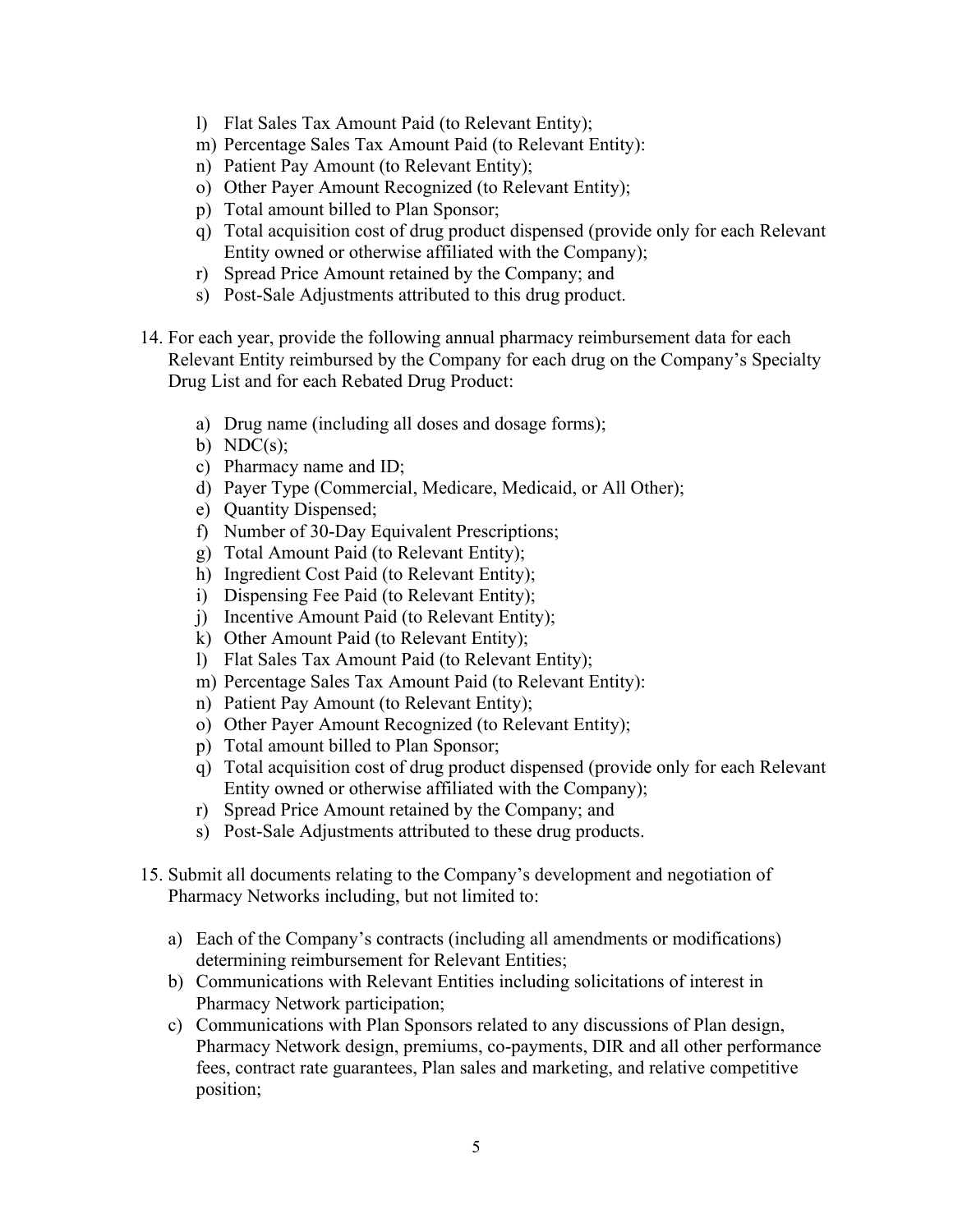l) Flat Sales Tax Amount Paid (to Relevant Entity);
m) Percentage Sales Tax Amount Paid (to Relevant Entity):
n) Patient Pay Amount (to Relevant Entity);
o) Other Payer Amount Recognized (to Relevant Entity);
p) Total amount billed to Plan Sponsor;
q) Total acquisition cost of drug product dispensed (provide only for each Relevant Entity owned or otherwise affiliated with the Company);
r) Spread Price Amount retained by the Company; and
s) Post-Sale Adjustments attributed to this drug product.

14. For each year, provide the following annual pharmacy reimbursement data for each Relevant Entity reimbursed by the Company for each drug on the Company's Specialty Drug List and for each Rebated Drug Product:

    a) Drug name (including all doses and dosage forms);
    b) NDC(s);
    c) Pharmacy name and ID;
    d) Payer Type (Commercial, Medicare, Medicaid, or All Other);
    e) Quantity Dispensed;
    f) Number of 30-Day Equivalent Prescriptions;
    g) Total Amount Paid (to Relevant Entity);
    h) Ingredient Cost Paid (to Relevant Entity);
    i) Dispensing Fee Paid (to Relevant Entity);
    j) Incentive Amount Paid (to Relevant Entity);
    k) Other Amount Paid (to Relevant Entity);
    l) Flat Sales Tax Amount Paid (to Relevant Entity);
    m) Percentage Sales Tax Amount Paid (to Relevant Entity):
    n) Patient Pay Amount (to Relevant Entity);
    o) Other Payer Amount Recognized (to Relevant Entity);
    p) Total amount billed to Plan Sponsor;
    q) Total acquisition cost of drug product dispensed (provide only for each Relevant Entity owned or otherwise affiliated with the Company);
    r) Spread Price Amount retained by the Company; and
    s) Post-Sale Adjustments attributed to these drug products.

15. Submit all documents relating to the Company's development and negotiation of Pharmacy Networks including, but not limited to:

    a) Each of the Company's contracts (including all amendments or modifications) determining reimbursement for Relevant Entities;
    b) Communications with Relevant Entities including solicitations of interest in Pharmacy Network participation;
    c) Communications with Plan Sponsors related to any discussions of Plan design, Pharmacy Network design, premiums, co-payments, DIR and all other performance fees, contract rate guarantees, Plan sales and marketing, and relative competitive position;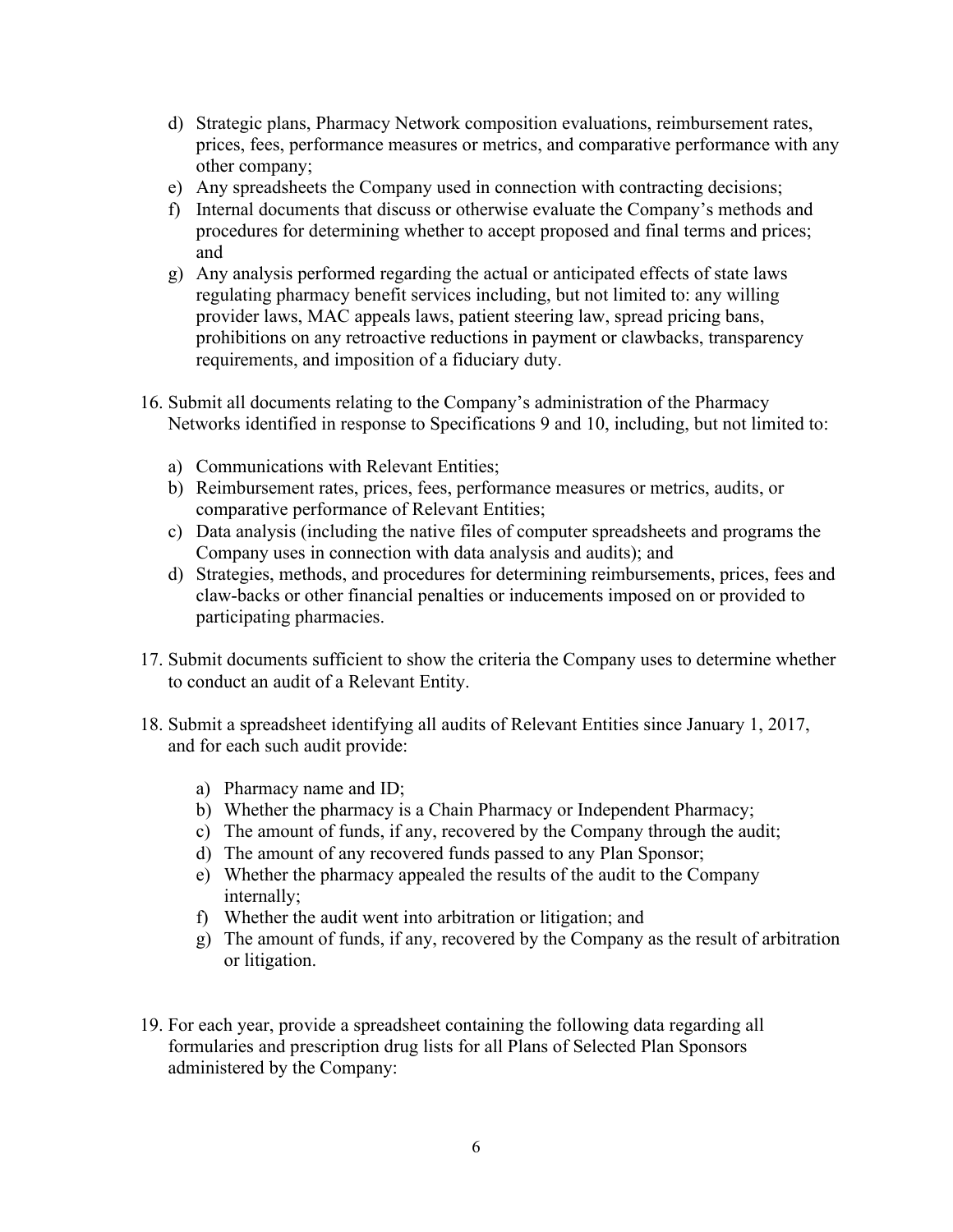d) Strategic plans, Pharmacy Network composition evaluations, reimbursement rates, prices, fees, performance measures or metrics, and comparative performance with any other company;
e) Any spreadsheets the Company used in connection with contracting decisions;
f) Internal documents that discuss or otherwise evaluate the Company's methods and procedures for determining whether to accept proposed and final terms and prices; and
g) Any analysis performed regarding the actual or anticipated effects of state laws regulating pharmacy benefit services including, but not limited to: any willing provider laws, MAC appeals laws, patient steering law, spread pricing bans, prohibitions on any retroactive reductions in payment or clawbacks, transparency requirements, and imposition of a fiduciary duty.

16. Submit all documents relating to the Company's administration of the Pharmacy Networks identified in response to Specifications 9 and 10, including, but not limited to:

    a) Communications with Relevant Entities;
    b) Reimbursement rates, prices, fees, performance measures or metrics, audits, or comparative performance of Relevant Entities;
    c) Data analysis (including the native files of computer spreadsheets and programs the Company uses in connection with data analysis and audits); and
    d) Strategies, methods, and procedures for determining reimbursements, prices, fees and claw-backs or other financial penalties or inducements imposed on or provided to participating pharmacies.

17. Submit documents sufficient to show the criteria the Company uses to determine whether to conduct an audit of a Relevant Entity.

18. Submit a spreadsheet identifying all audits of Relevant Entities since January 1, 2017, and for each such audit provide:

    a) Pharmacy name and ID;
    b) Whether the pharmacy is a Chain Pharmacy or Independent Pharmacy;
    c) The amount of funds, if any, recovered by the Company through the audit;
    d) The amount of any recovered funds passed to any Plan Sponsor;
    e) Whether the pharmacy appealed the results of the audit to the Company internally;
    f) Whether the audit went into arbitration or litigation; and
    g) The amount of funds, if any, recovered by the Company as the result of arbitration or litigation.

19. For each year, provide a spreadsheet containing the following data regarding all formularies and prescription drug lists for all Plans of Selected Plan Sponsors administered by the Company: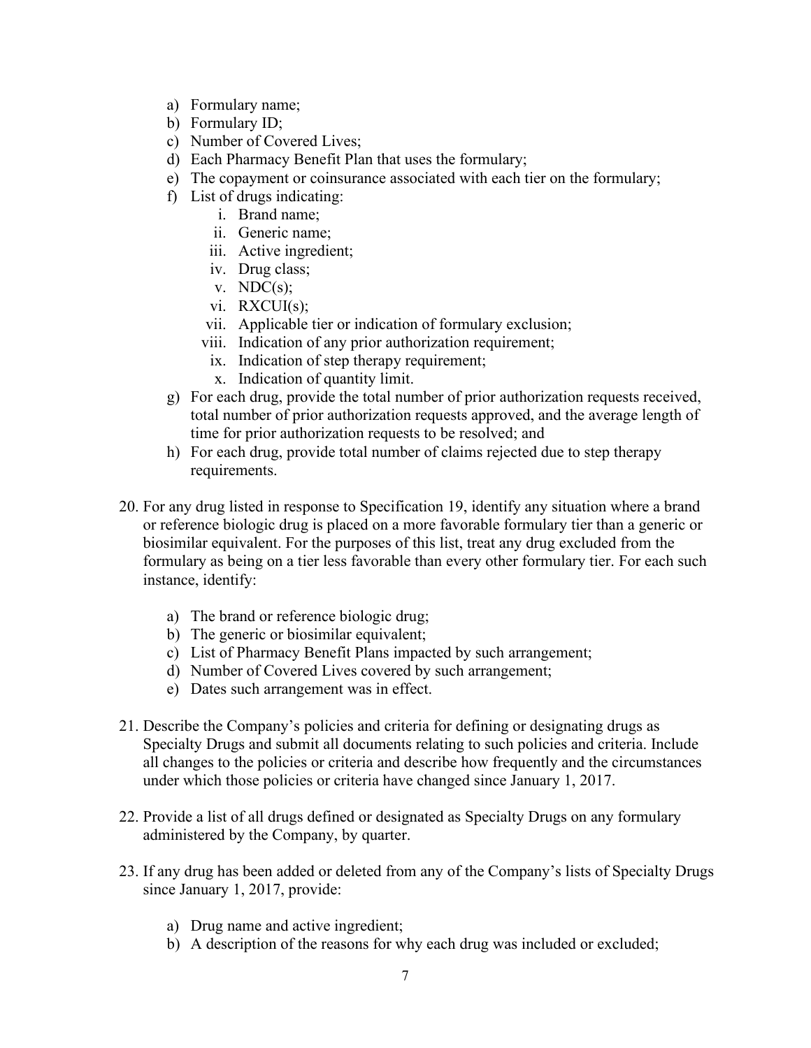a) Formulary name;
b) Formulary ID;
c) Number of Covered Lives;
d) Each Pharmacy Benefit Plan that uses the formulary;
e) The copayment or coinsurance associated with each tier on the formulary;
f) List of drugs indicating:
    i. Brand name;
    ii. Generic name;
    iii. Active ingredient;
    iv. Drug class;
    v. NDC(s);
    vi. RXCUI(s);
    vii. Applicable tier or indication of formulary exclusion;
    viii. Indication of any prior authorization requirement;
    ix. Indication of step therapy requirement;
    x. Indication of quantity limit.
g) For each drug, provide the total number of prior authorization requests received, total number of prior authorization requests approved, and the average length of time for prior authorization requests to be resolved; and
h) For each drug, provide total number of claims rejected due to step therapy requirements.

20. For any drug listed in response to Specification 19, identify any situation where a brand or reference biologic drug is placed on a more favorable formulary tier than a generic or biosimilar equivalent. For the purposes of this list, treat any drug excluded from the formulary as being on a tier less favorable than every other formulary tier. For each such instance, identify:

    a) The brand or reference biologic drug;
    b) The generic or biosimilar equivalent;
    c) List of Pharmacy Benefit Plans impacted by such arrangement;
    d) Number of Covered Lives covered by such arrangement;
    e) Dates such arrangement was in effect.

21. Describe the Company's policies and criteria for defining or designating drugs as Specialty Drugs and submit all documents relating to such policies and criteria. Include all changes to the policies or criteria and describe how frequently and the circumstances under which those policies or criteria have changed since January 1, 2017.

22. Provide a list of all drugs defined or designated as Specialty Drugs on any formulary administered by the Company, by quarter.

23. If any drug has been added or deleted from any of the Company's lists of Specialty Drugs since January 1, 2017, provide:

    a) Drug name and active ingredient;
    b) A description of the reasons for why each drug was included or excluded;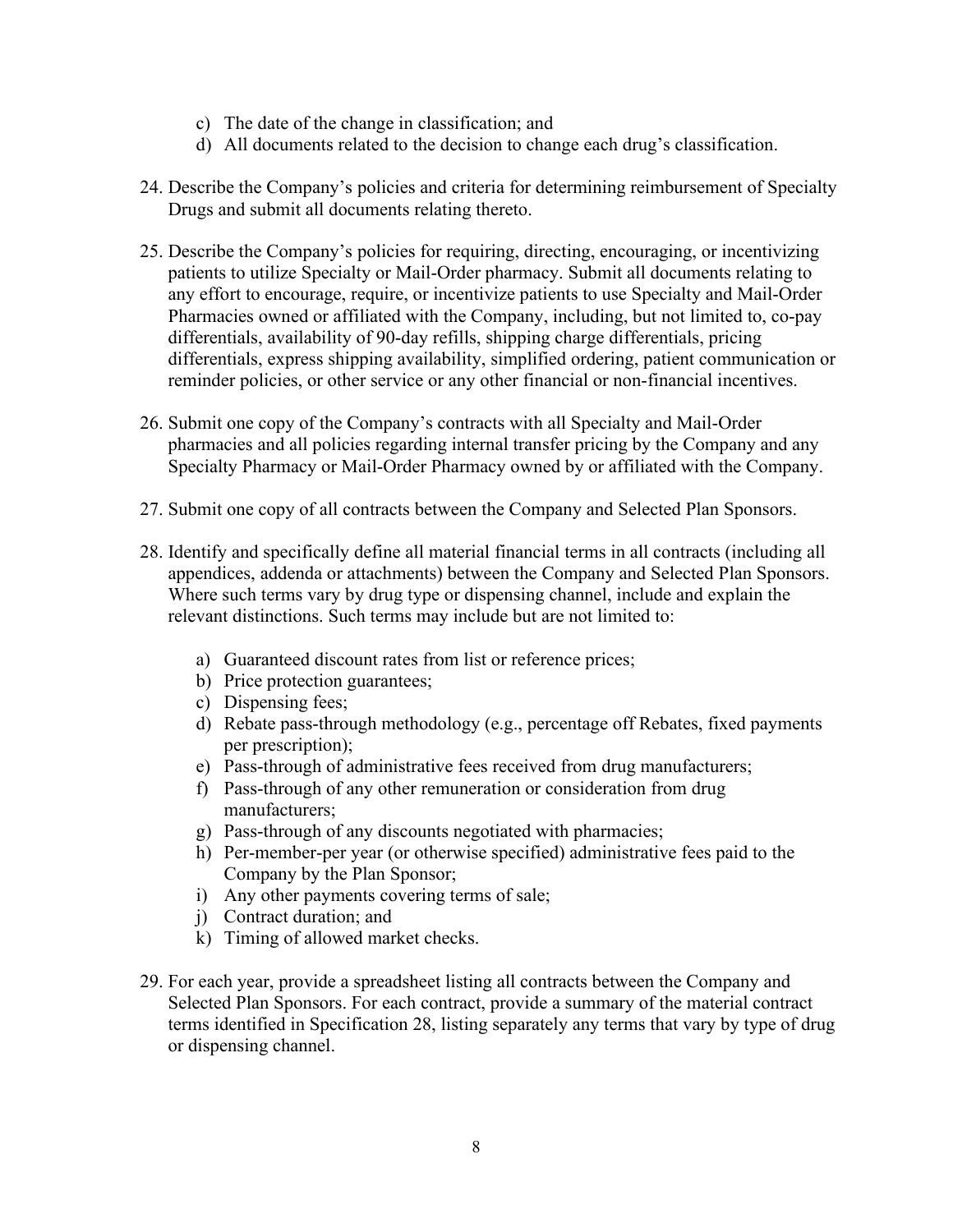c) The date of the change in classification; and
d) All documents related to the decision to change each drug's classification.

24. Describe the Company's policies and criteria for determining reimbursement of Specialty Drugs and submit all documents relating thereto.

25. Describe the Company's policies for requiring, directing, encouraging, or incentivizing patients to utilize Specialty or Mail-Order pharmacy. Submit all documents relating to any effort to encourage, require, or incentivize patients to use Specialty and Mail-Order Pharmacies owned or affiliated with the Company, including, but not limited to, co-pay differentials, availability of 90-day refills, shipping charge differentials, pricing differentials, express shipping availability, simplified ordering, patient communication or reminder policies, or other service or any other financial or non-financial incentives.

26. Submit one copy of the Company's contracts with all Specialty and Mail-Order pharmacies and all policies regarding internal transfer pricing by the Company and any Specialty Pharmacy or Mail-Order Pharmacy owned by or affiliated with the Company.

27. Submit one copy of all contracts between the Company and Selected Plan Sponsors.

28. Identify and specifically define all material financial terms in all contracts (including all appendices, addenda or attachments) between the Company and Selected Plan Sponsors. Where such terms vary by drug type or dispensing channel, include and explain the relevant distinctions. Such terms may include but are not limited to:

    a) Guaranteed discount rates from list or reference prices;
    b) Price protection guarantees;
    c) Dispensing fees;
    d) Rebate pass-through methodology (e.g., percentage off Rebates, fixed payments per prescription);
    e) Pass-through of administrative fees received from drug manufacturers;
    f) Pass-through of any other remuneration or consideration from drug manufacturers;
    g) Pass-through of any discounts negotiated with pharmacies;
    h) Per-member-per year (or otherwise specified) administrative fees paid to the Company by the Plan Sponsor;
    i) Any other payments covering terms of sale;
    j) Contract duration; and
    k) Timing of allowed market checks.

29. For each year, provide a spreadsheet listing all contracts between the Company and Selected Plan Sponsors. For each contract, provide a summary of the material contract terms identified in Specification 28, listing separately any terms that vary by type of drug or dispensing channel.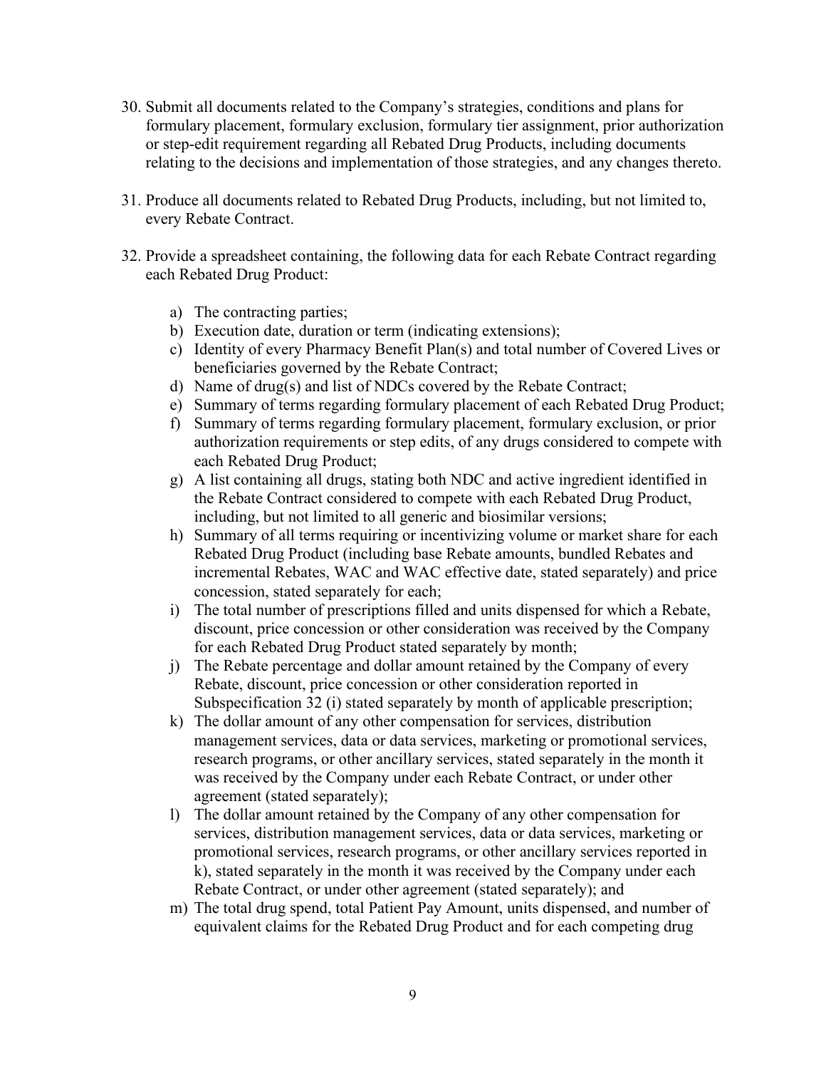30. Submit all documents related to the Company's strategies, conditions and plans for formulary placement, formulary exclusion, formulary tier assignment, prior authorization or step-edit requirement regarding all Rebated Drug Products, including documents relating to the decisions and implementation of those strategies, and any changes thereto.

31. Produce all documents related to Rebated Drug Products, including, but not limited to, every Rebate Contract.

32. Provide a spreadsheet containing, the following data for each Rebate Contract regarding each Rebated Drug Product:

    a) The contracting parties;
    b) Execution date, duration or term (indicating extensions);
    c) Identity of every Pharmacy Benefit Plan(s) and total number of Covered Lives or beneficiaries governed by the Rebate Contract;
    d) Name of drug(s) and list of NDCs covered by the Rebate Contract;
    e) Summary of terms regarding formulary placement of each Rebated Drug Product;
    f) Summary of terms regarding formulary placement, formulary exclusion, or prior authorization requirements or step edits, of any drugs considered to compete with each Rebated Drug Product;
    g) A list containing all drugs, stating both NDC and active ingredient identified in the Rebate Contract considered to compete with each Rebated Drug Product, including, but not limited to all generic and biosimilar versions;
    h) Summary of all terms requiring or incentivizing volume or market share for each Rebated Drug Product (including base Rebate amounts, bundled Rebates and incremental Rebates, WAC and WAC effective date, stated separately) and price concession, stated separately for each;
    i) The total number of prescriptions filled and units dispensed for which a Rebate, discount, price concession or other consideration was received by the Company for each Rebated Drug Product stated separately by month;
    j) The Rebate percentage and dollar amount retained by the Company of every Rebate, discount, price concession or other consideration reported in Subspecification 32 (i) stated separately by month of applicable prescription;
    k) The dollar amount of any other compensation for services, distribution management services, data or data services, marketing or promotional services, research programs, or other ancillary services, stated separately in the month it was received by the Company under each Rebate Contract, or under other agreement (stated separately);
    l) The dollar amount retained by the Company of any other compensation for services, distribution management services, data or data services, marketing or promotional services, research programs, or other ancillary services reported in k), stated separately in the month it was received by the Company under each Rebate Contract, or under other agreement (stated separately); and
    m) The total drug spend, total Patient Pay Amount, units dispensed, and number of equivalent claims for the Rebated Drug Product and for each competing drug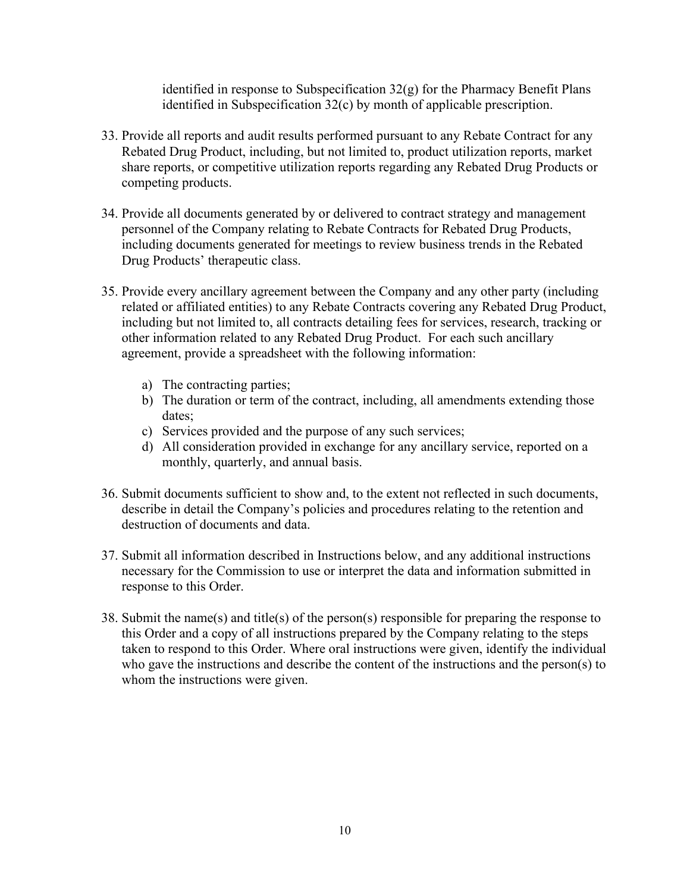identified in response to Subspecification 32(g) for the Pharmacy Benefit Plans identified in Subspecification 32(c) by month of applicable prescription.

33. Provide all reports and audit results performed pursuant to any Rebate Contract for any Rebated Drug Product, including, but not limited to, product utilization reports, market share reports, or competitive utilization reports regarding any Rebated Drug Products or competing products.

34. Provide all documents generated by or delivered to contract strategy and management personnel of the Company relating to Rebate Contracts for Rebated Drug Products, including documents generated for meetings to review business trends in the Rebated Drug Products' therapeutic class.

35. Provide every ancillary agreement between the Company and any other party (including related or affiliated entities) to any Rebate Contracts covering any Rebated Drug Product, including but not limited to, all contracts detailing fees for services, research, tracking or other information related to any Rebated Drug Product. For each such ancillary agreement, provide a spreadsheet with the following information:

    a) The contracting parties;
    b) The duration or term of the contract, including, all amendments extending those dates;
    c) Services provided and the purpose of any such services;
    d) All consideration provided in exchange for any ancillary service, reported on a monthly, quarterly, and annual basis.

36. Submit documents sufficient to show and, to the extent not reflected in such documents, describe in detail the Company's policies and procedures relating to the retention and destruction of documents and data.

37. Submit all information described in Instructions below, and any additional instructions necessary for the Commission to use or interpret the data and information submitted in response to this Order.

38. Submit the name(s) and title(s) of the person(s) responsible for preparing the response to this Order and a copy of all instructions prepared by the Company relating to the steps taken to respond to this Order. Where oral instructions were given, identify the individual who gave the instructions and describe the content of the instructions and the person(s) to whom the instructions were given.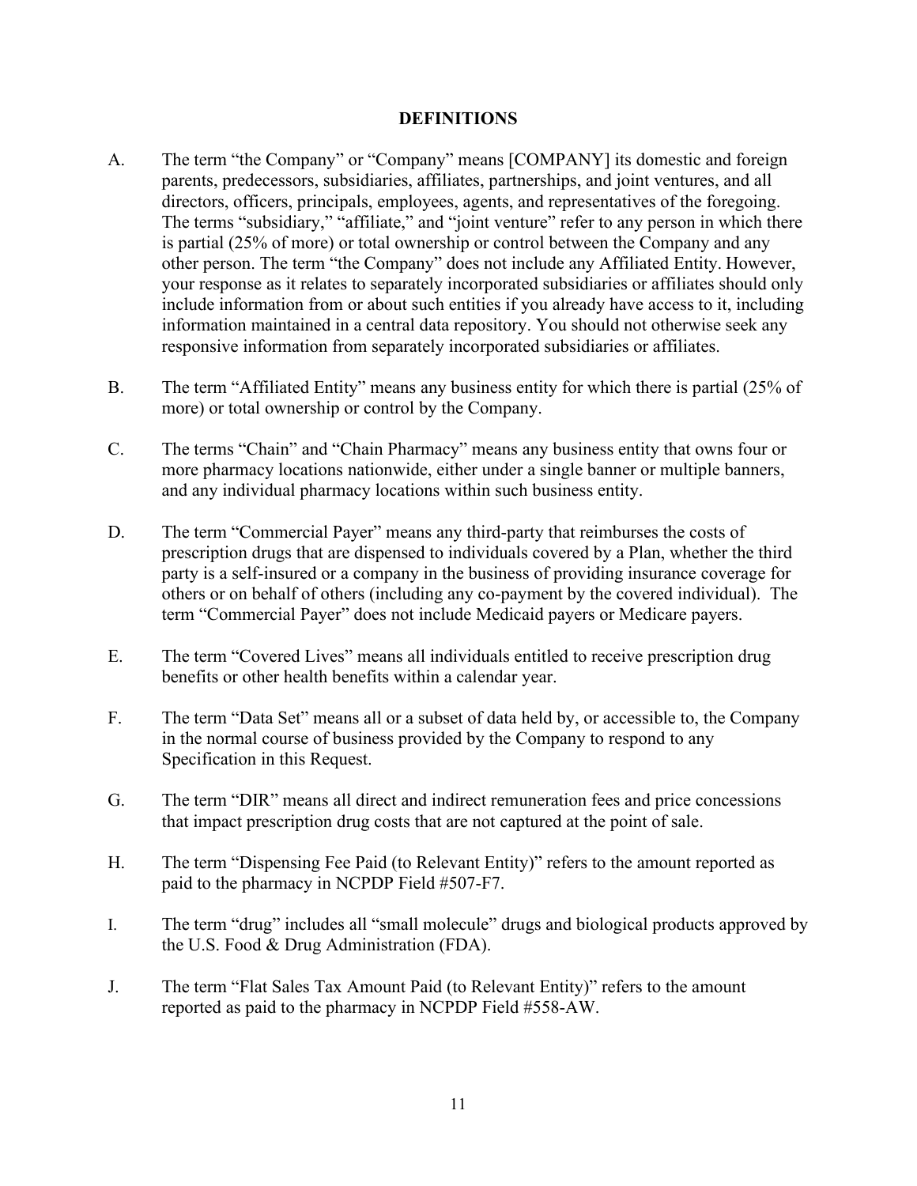## DEFINITIONS

A. The term "the Company" or "Company" means [COMPANY] its domestic and foreign parents, predecessors, subsidiaries, affiliates, partnerships, and joint ventures, and all directors, officers, principals, employees, agents, and representatives of the foregoing. The terms "subsidiary," "affiliate," and "joint venture" refer to any person in which there is partial (25% of more) or total ownership or control between the Company and any other person. The term "the Company" does not include any Affiliated Entity. However, your response as it relates to separately incorporated subsidiaries or affiliates should only include information from or about such entities if you already have access to it, including information maintained in a central data repository. You should not otherwise seek any responsive information from separately incorporated subsidiaries or affiliates.

B. The term "Affiliated Entity" means any business entity for which there is partial (25% of more) or total ownership or control by the Company.

C. The terms "Chain" and "Chain Pharmacy" means any business entity that owns four or more pharmacy locations nationwide, either under a single banner or multiple banners, and any individual pharmacy locations within such business entity.

D. The term "Commercial Payer" means any third-party that reimburses the costs of prescription drugs that are dispensed to individuals covered by a Plan, whether the third party is a self-insured or a company in the business of providing insurance coverage for others or on behalf of others (including any co-payment by the covered individual). The term "Commercial Payer" does not include Medicaid payers or Medicare payers.

E. The term "Covered Lives" means all individuals entitled to receive prescription drug benefits or other health benefits within a calendar year.

F. The term "Data Set" means all or a subset of data held by, or accessible to, the Company in the normal course of business provided by the Company to respond to any Specification in this Request.

G. The term "DIR" means all direct and indirect remuneration fees and price concessions that impact prescription drug costs that are not captured at the point of sale.

H. The term "Dispensing Fee Paid (to Relevant Entity)" refers to the amount reported as paid to the pharmacy in NCPDP Field #507-F7.

I. The term "drug" includes all "small molecule" drugs and biological products approved by the U.S. Food & Drug Administration (FDA).

J. The term "Flat Sales Tax Amount Paid (to Relevant Entity)" refers to the amount reported as paid to the pharmacy in NCPDP Field #558-AW.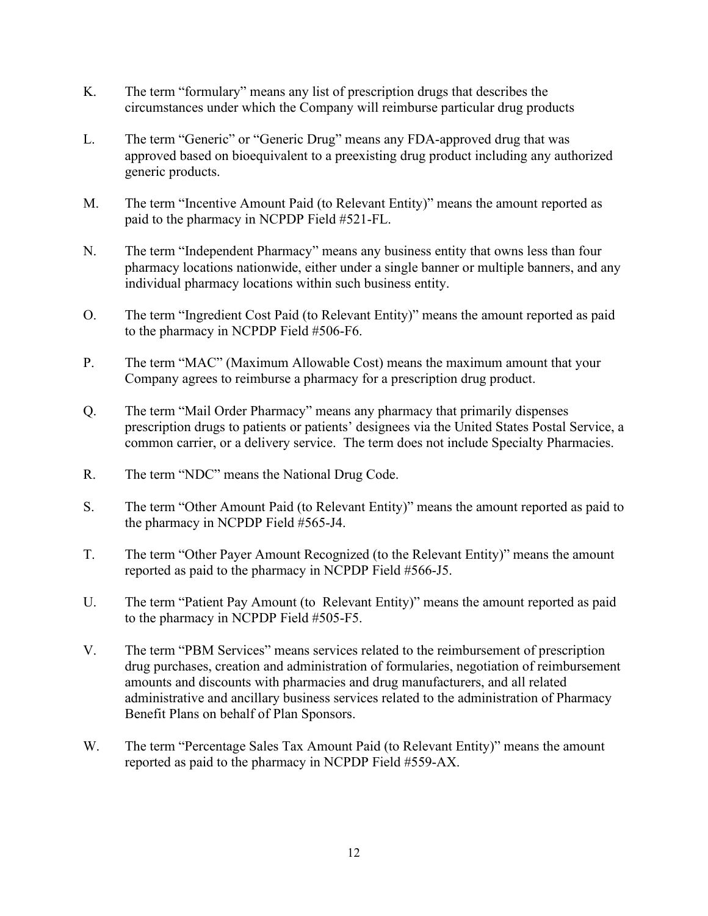K. The term "formulary" means any list of prescription drugs that describes the circumstances under which the Company will reimburse particular drug products

L. The term "Generic" or "Generic Drug" means any FDA-approved drug that was approved based on bioequivalent to a preexisting drug product including any authorized generic products.

M. The term "Incentive Amount Paid (to Relevant Entity)" means the amount reported as paid to the pharmacy in NCPDP Field #521-FL.

N. The term "Independent Pharmacy" means any business entity that owns less than four pharmacy locations nationwide, either under a single banner or multiple banners, and any individual pharmacy locations within such business entity.

O. The term "Ingredient Cost Paid (to Relevant Entity)" means the amount reported as paid to the pharmacy in NCPDP Field #506-F6.

P. The term "MAC" (Maximum Allowable Cost) means the maximum amount that your Company agrees to reimburse a pharmacy for a prescription drug product.

Q. The term "Mail Order Pharmacy" means any pharmacy that primarily dispenses prescription drugs to patients or patients' designees via the United States Postal Service, a common carrier, or a delivery service. The term does not include Specialty Pharmacies.

R. The term "NDC" means the National Drug Code.

S. The term "Other Amount Paid (to Relevant Entity)" means the amount reported as paid to the pharmacy in NCPDP Field #565-J4.

T. The term "Other Payer Amount Recognized (to the Relevant Entity)" means the amount reported as paid to the pharmacy in NCPDP Field #566-J5.

U. The term "Patient Pay Amount (to Relevant Entity)" means the amount reported as paid to the pharmacy in NCPDP Field #505-F5.

V. The term "PBM Services" means services related to the reimbursement of prescription drug purchases, creation and administration of formularies, negotiation of reimbursement amounts and discounts with pharmacies and drug manufacturers, and all related administrative and ancillary business services related to the administration of Pharmacy Benefit Plans on behalf of Plan Sponsors.

W. The term "Percentage Sales Tax Amount Paid (to Relevant Entity)" means the amount reported as paid to the pharmacy in NCPDP Field #559-AX.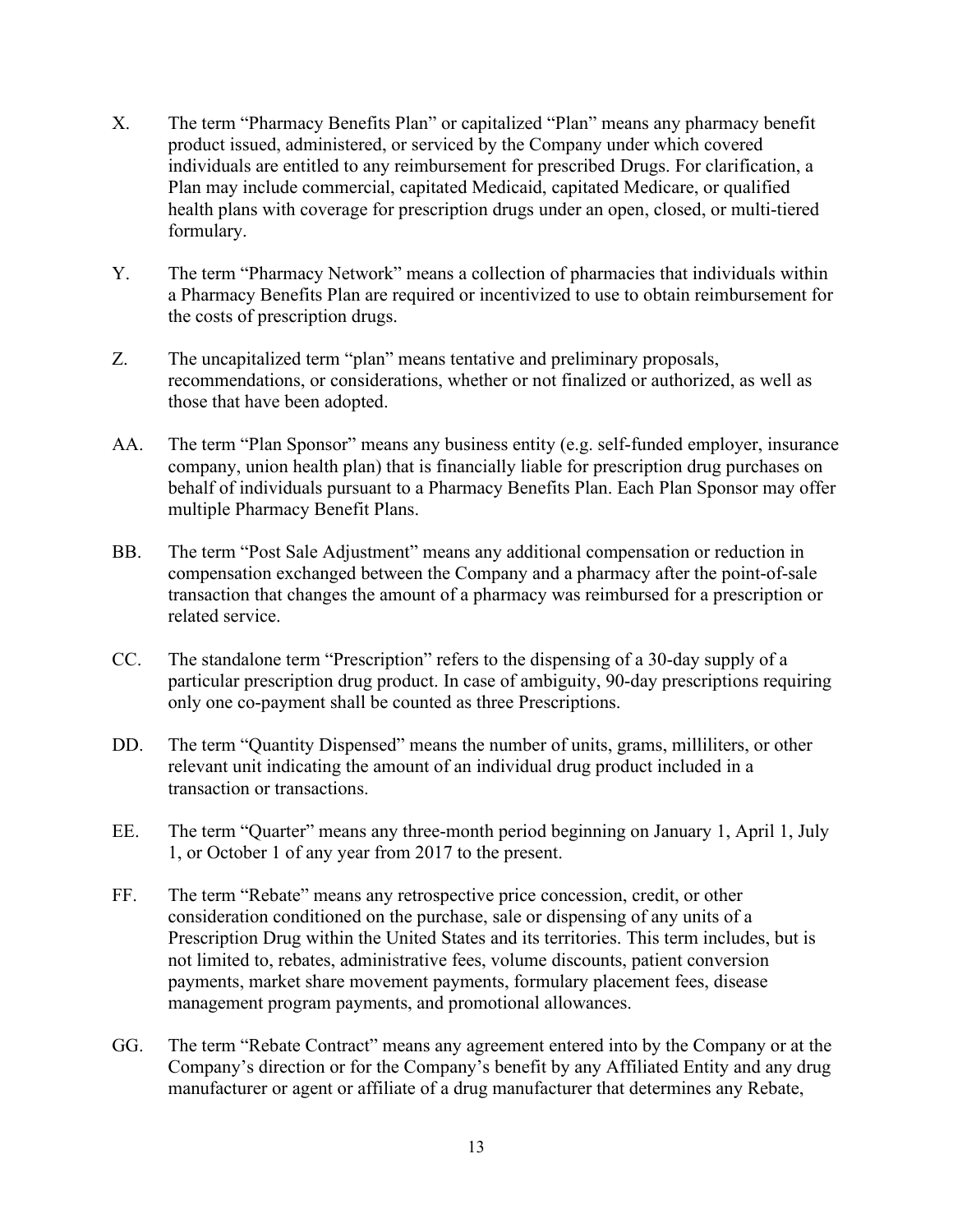X. The term "Pharmacy Benefits Plan" or capitalized "Plan" means any pharmacy benefit product issued, administered, or serviced by the Company under which covered individuals are entitled to any reimbursement for prescribed Drugs. For clarification, a Plan may include commercial, capitated Medicaid, capitated Medicare, or qualified health plans with coverage for prescription drugs under an open, closed, or multi-tiered formulary.

Y. The term "Pharmacy Network" means a collection of pharmacies that individuals within a Pharmacy Benefits Plan are required or incentivized to use to obtain reimbursement for the costs of prescription drugs.

Z. The uncapitalized term "plan" means tentative and preliminary proposals, recommendations, or considerations, whether or not finalized or authorized, as well as those that have been adopted.

AA. The term "Plan Sponsor" means any business entity (e.g. self-funded employer, insurance company, union health plan) that is financially liable for prescription drug purchases on behalf of individuals pursuant to a Pharmacy Benefits Plan. Each Plan Sponsor may offer multiple Pharmacy Benefit Plans.

BB. The term "Post Sale Adjustment" means any additional compensation or reduction in compensation exchanged between the Company and a pharmacy after the point-of-sale transaction that changes the amount of a pharmacy was reimbursed for a prescription or related service.

CC. The standalone term "Prescription" refers to the dispensing of a 30-day supply of a particular prescription drug product. In case of ambiguity, 90-day prescriptions requiring only one co-payment shall be counted as three Prescriptions.

DD. The term "Quantity Dispensed" means the number of units, grams, milliliters, or other relevant unit indicating the amount of an individual drug product included in a transaction or transactions.

EE. The term "Quarter" means any three-month period beginning on January 1, April 1, July 1, or October 1 of any year from 2017 to the present.

FF. The term "Rebate" means any retrospective price concession, credit, or other consideration conditioned on the purchase, sale or dispensing of any units of a Prescription Drug within the United States and its territories. This term includes, but is not limited to, rebates, administrative fees, volume discounts, patient conversion payments, market share movement payments, formulary placement fees, disease management program payments, and promotional allowances.

GG. The term "Rebate Contract" means any agreement entered into by the Company or at the Company's direction or for the Company's benefit by any Affiliated Entity and any drug manufacturer or agent or affiliate of a drug manufacturer that determines any Rebate,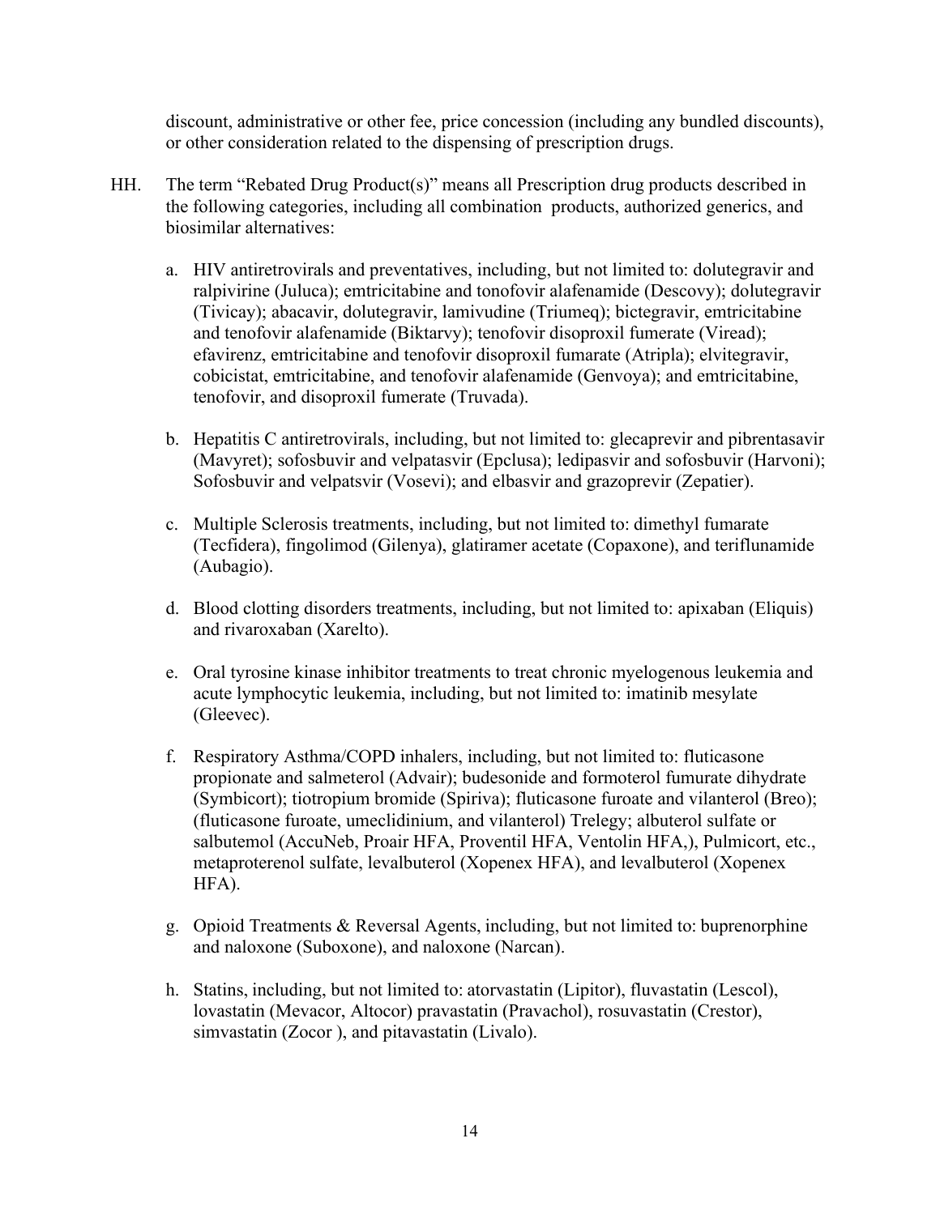discount, administrative or other fee, price concession (including any bundled discounts), or other consideration related to the dispensing of prescription drugs.

HH. The term "Rebated Drug Product(s)" means all Prescription drug products described in the following categories, including all combination products, authorized generics, and biosimilar alternatives:

a. HIV antiretrovirals and preventatives, including, but not limited to: dolutegravir and ralpivirine (Juluca); emtricitabine and tonofovir alafenamide (Descovy); dolutegravir (Tivicay); abacavir, dolutegravir, lamivudine (Triumeq); bictegravir, emtricitabine and tenofovir alafenamide (Biktarvy); tenofovir disoproxil fumerate (Viread); efavirenz, emtricitabine and tenofovir disoproxil fumarate (Atripla); elvitegravir, cobicistat, emtricitabine, and tenofovir alafenamide (Genvoya); and emtricitabine, tenofovir, and disoproxil fumerate (Truvada).

b. Hepatitis C antiretrovirals, including, but not limited to: glecaprevir and pibrentasavir (Mavyret); sofosbuvir and velpatasvir (Epclusa); ledipasvir and sofosbuvir (Harvoni); Sofosbuvir and velpatsvir (Vosevi); and elbasvir and grazoprevir (Zepatier).

c. Multiple Sclerosis treatments, including, but not limited to: dimethyl fumarate (Tecfidera), fingolimod (Gilenya), glatiramer acetate (Copaxone), and teriflunamide (Aubagio).

d. Blood clotting disorders treatments, including, but not limited to: apixaban (Eliquis) and rivaroxaban (Xarelto).

e. Oral tyrosine kinase inhibitor treatments to treat chronic myelogenous leukemia and acute lymphocytic leukemia, including, but not limited to: imatinib mesylate (Gleevec).

f. Respiratory Asthma/COPD inhalers, including, but not limited to: fluticasone propionate and salmeterol (Advair); budesonide and formoterol fumurate dihydrate (Symbicort); tiotropium bromide (Spiriva); fluticasone furoate and vilanterol (Breo); (fluticasone furoate, umeclidinium, and vilanterol) Trelegy; albuterol sulfate or salbutemol (AccuNeb, Proair HFA, Proventil HFA, Ventolin HFA,), Pulmicort, etc., metaproterenol sulfate, levalbuterol (Xopenex HFA), and levalbuterol (Xopenex HFA).

g. Opioid Treatments & Reversal Agents, including, but not limited to: buprenorphine and naloxone (Suboxone), and naloxone (Narcan).

h. Statins, including, but not limited to: atorvastatin (Lipitor), fluvastatin (Lescol), lovastatin (Mevacor, Altocor) pravastatin (Pravachol), rosuvastatin (Crestor), simvastatin (Zocor ), and pitavastatin (Livalo).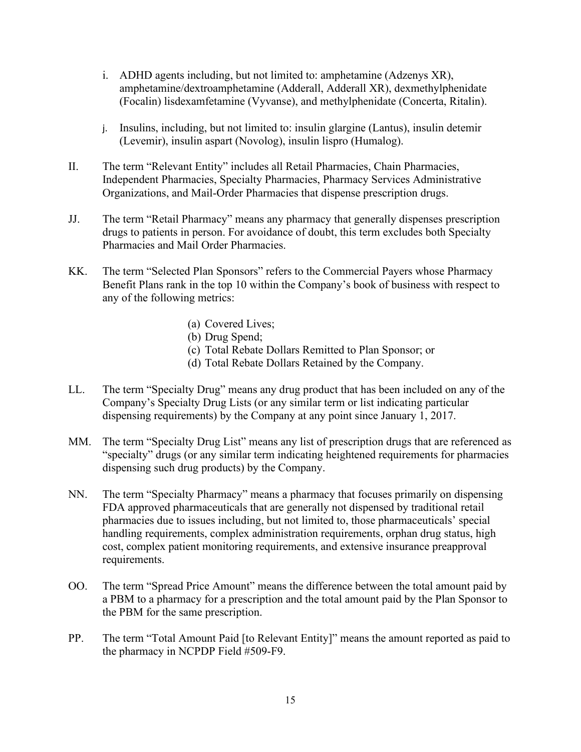i. ADHD agents including, but not limited to: amphetamine (Adzenys XR), amphetamine/dextroamphetamine (Adderall, Adderall XR), dexmethylphenidate (Focalin) lisdexamfetamine (Vyvanse), and methylphenidate (Concerta, Ritalin).

j. Insulins, including, but not limited to: insulin glargine (Lantus), insulin detemir (Levemir), insulin aspart (Novolog), insulin lispro (Humalog).

II. The term "Relevant Entity" includes all Retail Pharmacies, Chain Pharmacies, Independent Pharmacies, Specialty Pharmacies, Pharmacy Services Administrative Organizations, and Mail-Order Pharmacies that dispense prescription drugs.

JJ. The term "Retail Pharmacy" means any pharmacy that generally dispenses prescription drugs to patients in person. For avoidance of doubt, this term excludes both Specialty Pharmacies and Mail Order Pharmacies.

KK. The term "Selected Plan Sponsors" refers to the Commercial Payers whose Pharmacy Benefit Plans rank in the top 10 within the Company's book of business with respect to any of the following metrics:

(a) Covered Lives;
(b) Drug Spend;
(c) Total Rebate Dollars Remitted to Plan Sponsor; or
(d) Total Rebate Dollars Retained by the Company.

LL. The term "Specialty Drug" means any drug product that has been included on any of the Company's Specialty Drug Lists (or any similar term or list indicating particular dispensing requirements) by the Company at any point since January 1, 2017.

MM. The term "Specialty Drug List" means any list of prescription drugs that are referenced as "specialty" drugs (or any similar term indicating heightened requirements for pharmacies dispensing such drug products) by the Company.

NN. The term "Specialty Pharmacy" means a pharmacy that focuses primarily on dispensing FDA approved pharmaceuticals that are generally not dispensed by traditional retail pharmacies due to issues including, but not limited to, those pharmaceuticals' special handling requirements, complex administration requirements, orphan drug status, high cost, complex patient monitoring requirements, and extensive insurance preapproval requirements.

OO. The term "Spread Price Amount" means the difference between the total amount paid by a PBM to a pharmacy for a prescription and the total amount paid by the Plan Sponsor to the PBM for the same prescription.

PP. The term "Total Amount Paid [to Relevant Entity]" means the amount reported as paid to the pharmacy in NCPDP Field #509-F9.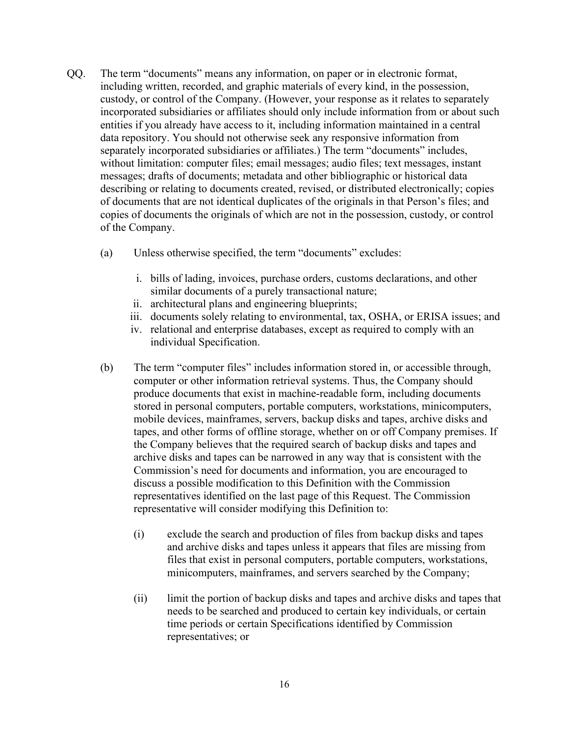QQ. The term "documents" means any information, on paper or in electronic format, including written, recorded, and graphic materials of every kind, in the possession, custody, or control of the Company. (However, your response as it relates to separately incorporated subsidiaries or affiliates should only include information from or about such entities if you already have access to it, including information maintained in a central data repository. You should not otherwise seek any responsive information from separately incorporated subsidiaries or affiliates.) The term "documents" includes, without limitation: computer files; email messages; audio files; text messages, instant messages; drafts of documents; metadata and other bibliographic or historical data describing or relating to documents created, revised, or distributed electronically; copies of documents that are not identical duplicates of the originals in that Person's files; and copies of documents the originals of which are not in the possession, custody, or control of the Company.

(a) Unless otherwise specified, the term "documents" excludes:

i. bills of lading, invoices, purchase orders, customs declarations, and other similar documents of a purely transactional nature;
ii. architectural plans and engineering blueprints;
iii. documents solely relating to environmental, tax, OSHA, or ERISA issues; and
iv. relational and enterprise databases, except as required to comply with an individual Specification.

(b) The term "computer files" includes information stored in, or accessible through, computer or other information retrieval systems. Thus, the Company should produce documents that exist in machine-readable form, including documents stored in personal computers, portable computers, workstations, minicomputers, mobile devices, mainframes, servers, backup disks and tapes, archive disks and tapes, and other forms of offline storage, whether on or off Company premises. If the Company believes that the required search of backup disks and tapes and archive disks and tapes can be narrowed in any way that is consistent with the Commission's need for documents and information, you are encouraged to discuss a possible modification to this Definition with the Commission representatives identified on the last page of this Request. The Commission representative will consider modifying this Definition to:

(i) exclude the search and production of files from backup disks and tapes and archive disks and tapes unless it appears that files are missing from files that exist in personal computers, portable computers, workstations, minicomputers, mainframes, and servers searched by the Company;

(ii) limit the portion of backup disks and tapes and archive disks and tapes that needs to be searched and produced to certain key individuals, or certain time periods or certain Specifications identified by Commission representatives; or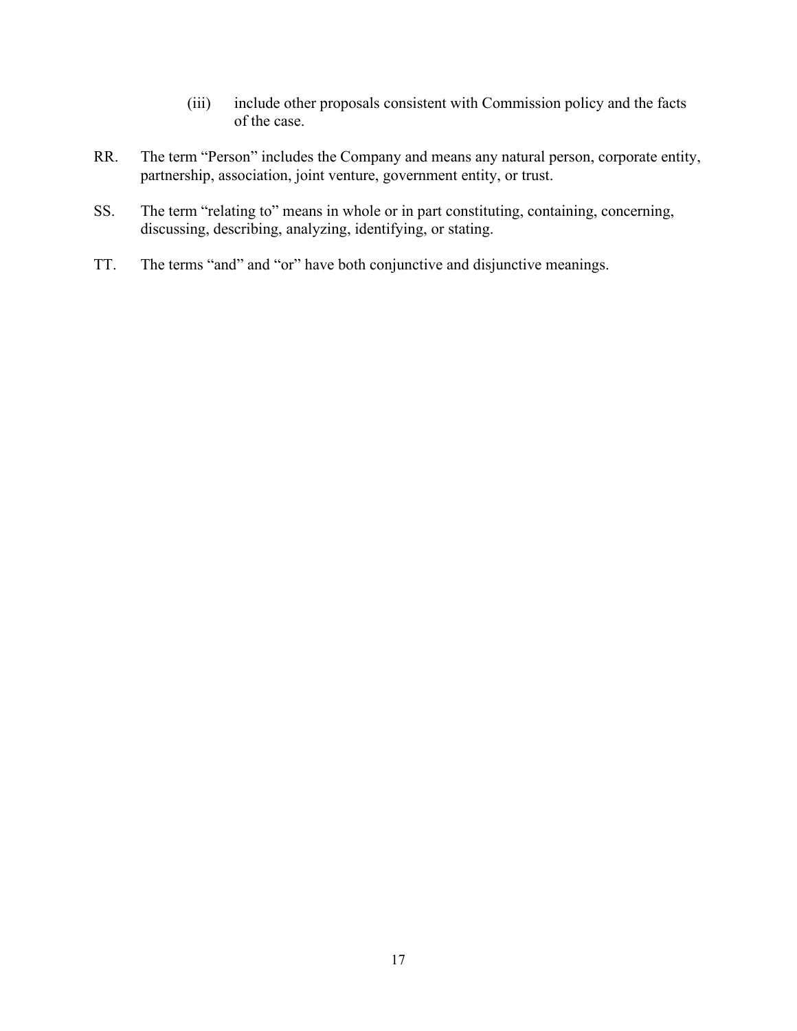(iii) include other proposals consistent with Commission policy and the facts of the case.

RR. The term "Person" includes the Company and means any natural person, corporate entity, partnership, association, joint venture, government entity, or trust.

SS. The term "relating to" means in whole or in part constituting, containing, concerning, discussing, describing, analyzing, identifying, or stating.

TT. The terms "and" and "or" have both conjunctive and disjunctive meanings.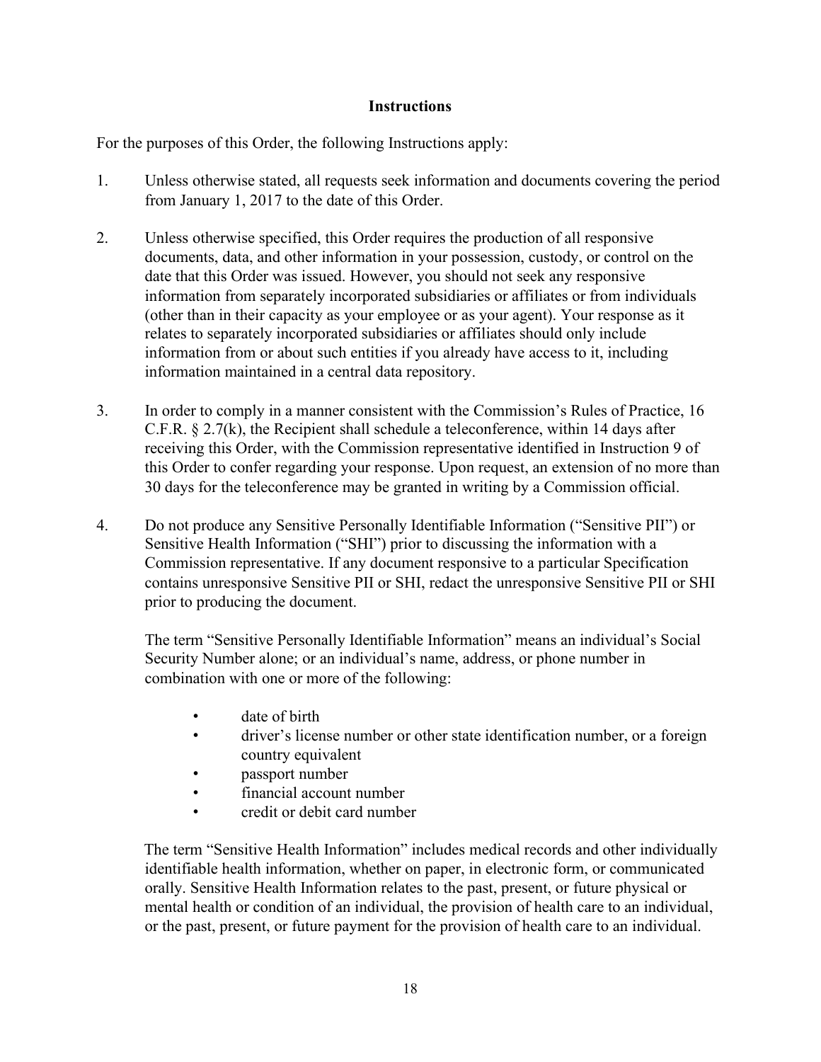## Instructions

For the purposes of this Order, the following Instructions apply:

1. Unless otherwise stated, all requests seek information and documents covering the period from January 1, 2017 to the date of this Order.

2. Unless otherwise specified, this Order requires the production of all responsive documents, data, and other information in your possession, custody, or control on the date that this Order was issued. However, you should not seek any responsive information from separately incorporated subsidiaries or affiliates or from individuals (other than in their capacity as your employee or as your agent). Your response as it relates to separately incorporated subsidiaries or affiliates should only include information from or about such entities if you already have access to it, including information maintained in a central data repository.

3. In order to comply in a manner consistent with the Commission's Rules of Practice, 16 C.F.R. § 2.7(k), the Recipient shall schedule a teleconference, within 14 days after receiving this Order, with the Commission representative identified in Instruction 9 of this Order to confer regarding your response. Upon request, an extension of no more than 30 days for the teleconference may be granted in writing by a Commission official.

4. Do not produce any Sensitive Personally Identifiable Information ("Sensitive PII") or Sensitive Health Information ("SHI") prior to discussing the information with a Commission representative. If any document responsive to a particular Specification contains unresponsive Sensitive PII or SHI, redact the unresponsive Sensitive PII or SHI prior to producing the document.

   The term "Sensitive Personally Identifiable Information" means an individual's Social Security Number alone; or an individual's name, address, or phone number in combination with one or more of the following:

   - date of birth
   - driver's license number or other state identification number, or a foreign country equivalent
   - passport number
   - financial account number
   - credit or debit card number

   The term "Sensitive Health Information" includes medical records and other individually identifiable health information, whether on paper, in electronic form, or communicated orally. Sensitive Health Information relates to the past, present, or future physical or mental health or condition of an individual, the provision of health care to an individual, or the past, present, or future payment for the provision of health care to an individual.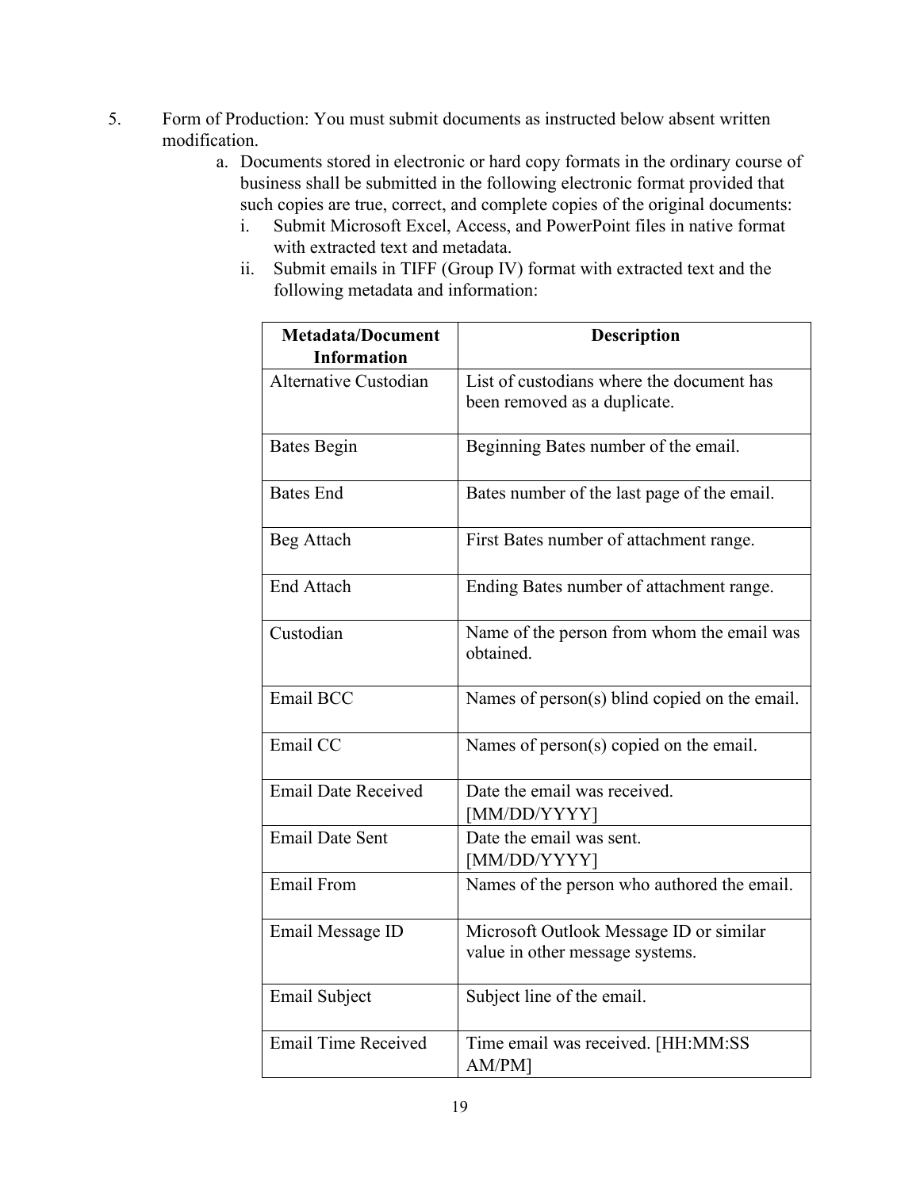5. Form of Production: You must submit documents as instructed below absent written modification.

   a. Documents stored in electronic or hard copy formats in the ordinary course of business shall be submitted in the following electronic format provided that such copies are true, correct, and complete copies of the original documents:

      i. Submit Microsoft Excel, Access, and PowerPoint files in native format with extracted text and metadata.

      ii. Submit emails in TIFF (Group IV) format with extracted text and the following metadata and information:

| Metadata/Document Information | Description |
|---|---|
| Alternative Custodian | List of custodians where the document has been removed as a duplicate. |
| Bates Begin | Beginning Bates number of the email. |
| Bates End | Bates number of the last page of the email. |
| Beg Attach | First Bates number of attachment range. |
| End Attach | Ending Bates number of attachment range. |
| Custodian | Name of the person from whom the email was obtained. |
| Email BCC | Names of person(s) blind copied on the email. |
| Email CC | Names of person(s) copied on the email. |
| Email Date Received | Date the email was received. [MM/DD/YYYY] |
| Email Date Sent | Date the email was sent. [MM/DD/YYYY] |
| Email From | Names of the person who authored the email. |
| Email Message ID | Microsoft Outlook Message ID or similar value in other message systems. |
| Email Subject | Subject line of the email. |
| Email Time Received | Time email was received. [HH:MM:SS AM/PM] |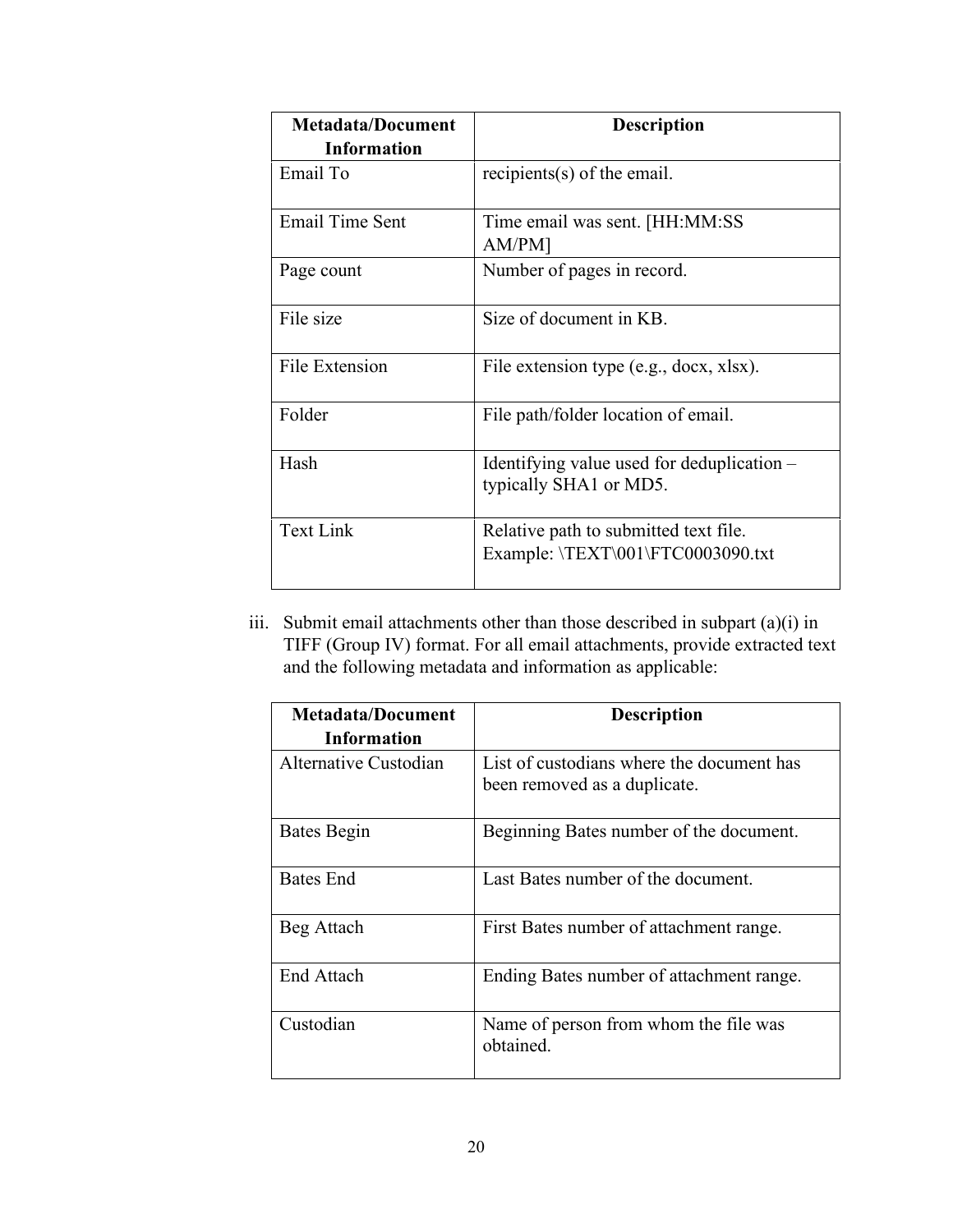| Metadata/Document Information | Description |
| --- | --- |
| Email To | recipients(s) of the email. |
| Email Time Sent | Time email was sent. [HH:MM:SS AM/PM] |
| Page count | Number of pages in record. |
| File size | Size of document in KB. |
| File Extension | File extension type (e.g., docx, xlsx). |
| Folder | File path/folder location of email. |
| Hash | Identifying value used for deduplication – typically SHA1 or MD5. |
| Text Link | Relative path to submitted text file. Example: \TEXT\001\FTC0003090.txt |

iii. Submit email attachments other than those described in subpart (a)(i) in TIFF (Group IV) format. For all email attachments, provide extracted text and the following metadata and information as applicable:

| Metadata/Document Information | Description |
| --- | --- |
| Alternative Custodian | List of custodians where the document has been removed as a duplicate. |
| Bates Begin | Beginning Bates number of the document. |
| Bates End | Last Bates number of the document. |
| Beg Attach | First Bates number of attachment range. |
| End Attach | Ending Bates number of attachment range. |
| Custodian | Name of person from whom the file was obtained. |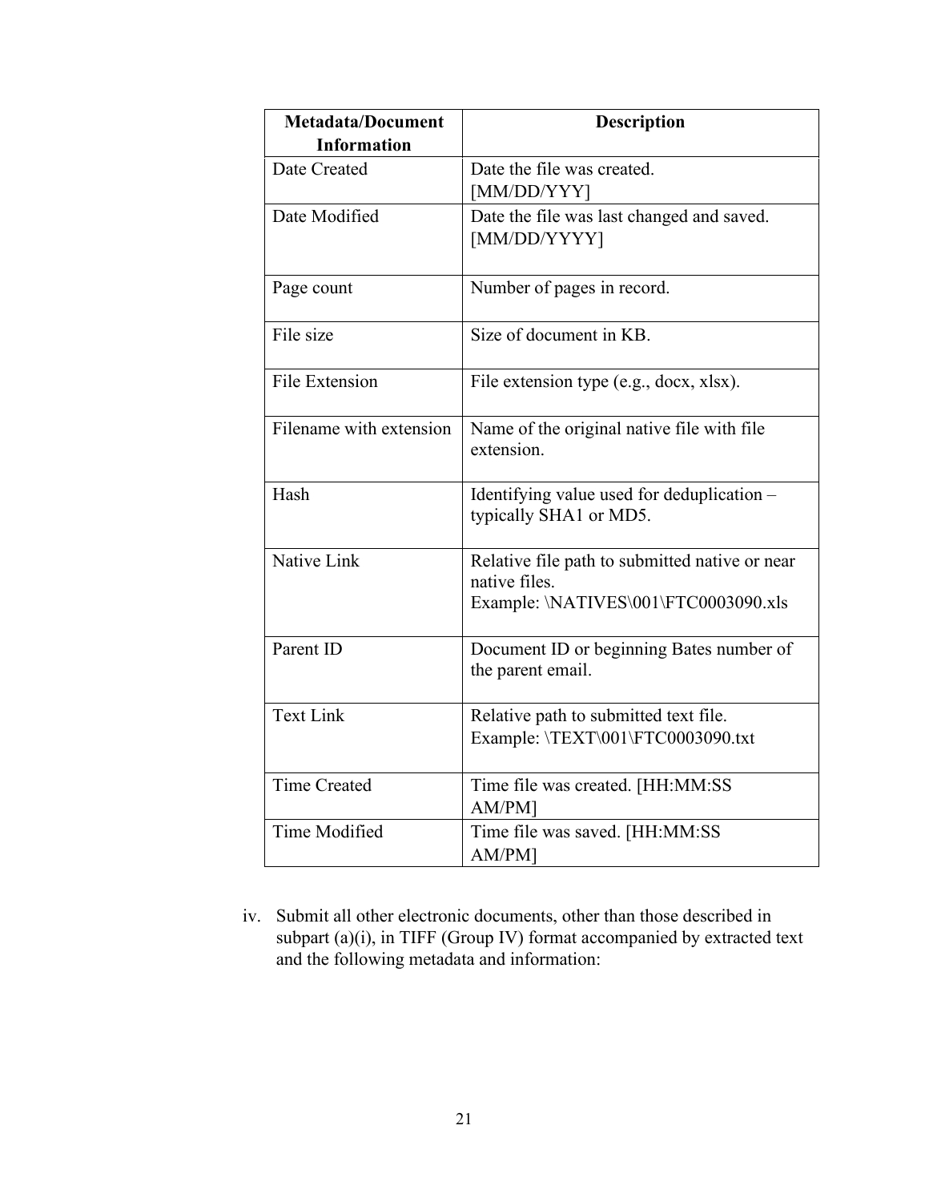| Metadata/Document Information | Description |
| --- | --- |
| Date Created | Date the file was created. [MM/DD/YYY] |
| Date Modified | Date the file was last changed and saved. [MM/DD/YYYY] |
| Page count | Number of pages in record. |
| File size | Size of document in KB. |
| File Extension | File extension type (e.g., docx, xlsx). |
| Filename with extension | Name of the original native file with file extension. |
| Hash | Identifying value used for deduplication – typically SHA1 or MD5. |
| Native Link | Relative file path to submitted native or near native files. Example: \NATIVES\001\FTC0003090.xls |
| Parent ID | Document ID or beginning Bates number of the parent email. |
| Text Link | Relative path to submitted text file. Example: \TEXT\001\FTC0003090.txt |
| Time Created | Time file was created. [HH:MM:SS AM/PM] |
| Time Modified | Time file was saved. [HH:MM:SS AM/PM] |

iv. Submit all other electronic documents, other than those described in subpart (a)(i), in TIFF (Group IV) format accompanied by extracted text and the following metadata and information: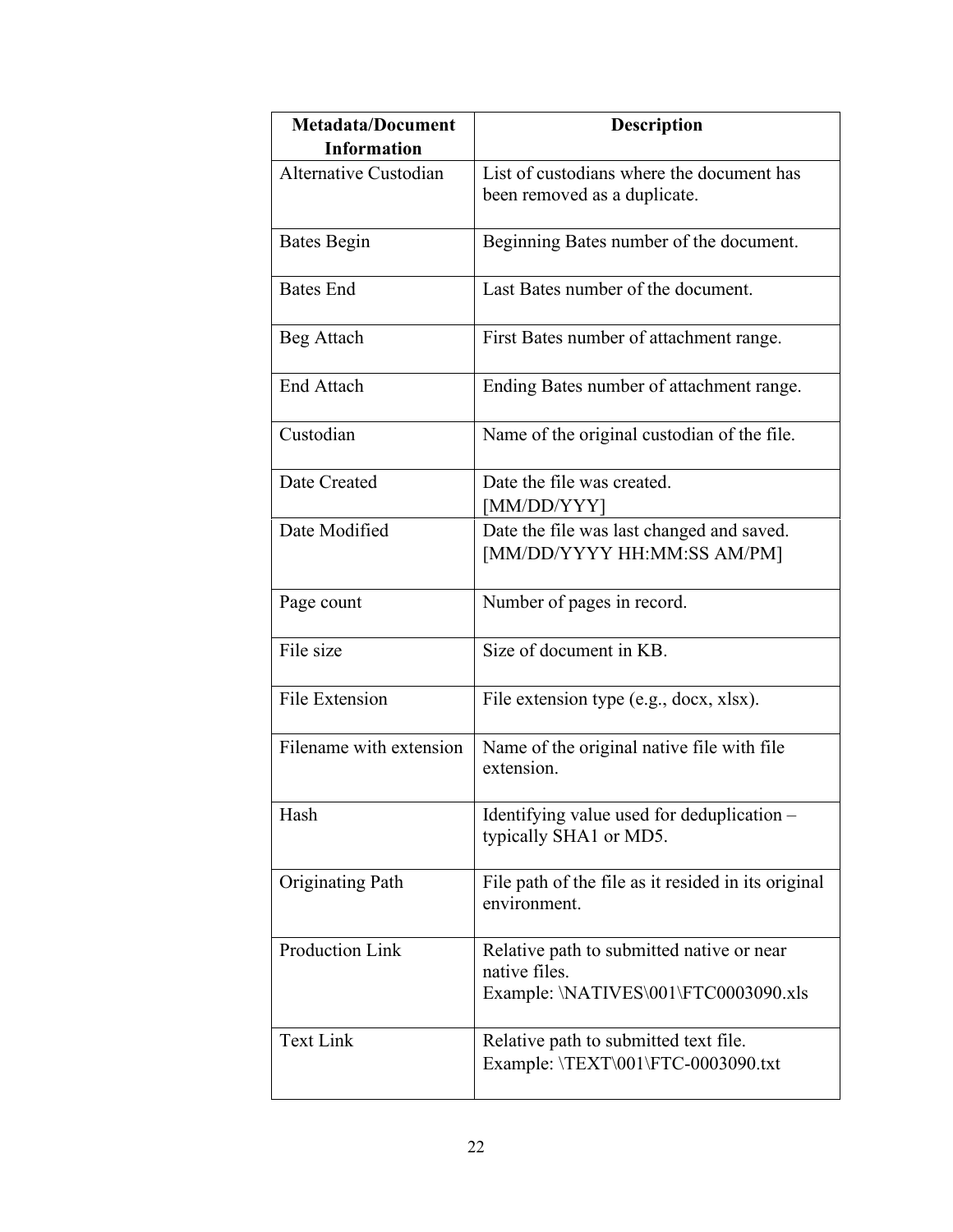| Metadata/Document Information | Description |
|---|---|
| Alternative Custodian | List of custodians where the document has been removed as a duplicate. |
| Bates Begin | Beginning Bates number of the document. |
| Bates End | Last Bates number of the document. |
| Beg Attach | First Bates number of attachment range. |
| End Attach | Ending Bates number of attachment range. |
| Custodian | Name of the original custodian of the file. |
| Date Created | Date the file was created. [MM/DD/YYY] |
| Date Modified | Date the file was last changed and saved. [MM/DD/YYYY HH:MM:SS AM/PM] |
| Page count | Number of pages in record. |
| File size | Size of document in KB. |
| File Extension | File extension type (e.g., docx, xlsx). |
| Filename with extension | Name of the original native file with file extension. |
| Hash | Identifying value used for deduplication – typically SHA1 or MD5. |
| Originating Path | File path of the file as it resided in its original environment. |
| Production Link | Relative path to submitted native or near native files. Example: \NATIVES\001\FTC0003090.xls |
| Text Link | Relative path to submitted text file. Example: \TEXT\001\FTC-0003090.txt |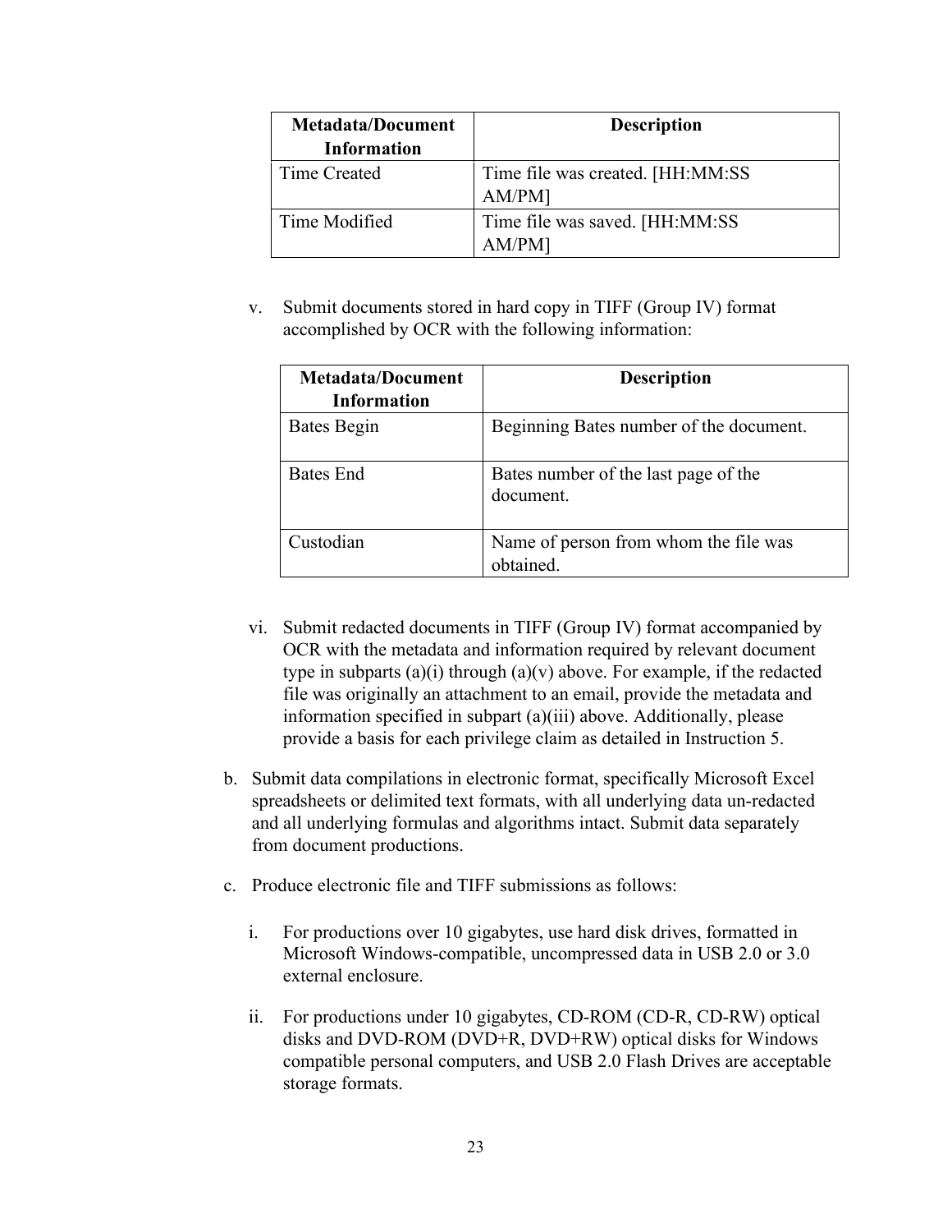| Metadata/Document Information | Description |
| --- | --- |
| Time Created | Time file was created. [HH:MM:SS AM/PM] |
| Time Modified | Time file was saved. [HH:MM:SS AM/PM] |

v. Submit documents stored in hard copy in TIFF (Group IV) format accomplished by OCR with the following information:

| Metadata/Document Information | Description |
| --- | --- |
| Bates Begin | Beginning Bates number of the document. |
| Bates End | Bates number of the last page of the document. |
| Custodian | Name of person from whom the file was obtained. |

vi. Submit redacted documents in TIFF (Group IV) format accompanied by OCR with the metadata and information required by relevant document type in subparts (a)(i) through (a)(v) above. For example, if the redacted file was originally an attachment to an email, provide the metadata and information specified in subpart (a)(iii) above. Additionally, please provide a basis for each privilege claim as detailed in Instruction 5.

b. Submit data compilations in electronic format, specifically Microsoft Excel spreadsheets or delimited text formats, with all underlying data un-redacted and all underlying formulas and algorithms intact. Submit data separately from document productions.

c. Produce electronic file and TIFF submissions as follows:

i. For productions over 10 gigabytes, use hard disk drives, formatted in Microsoft Windows-compatible, uncompressed data in USB 2.0 or 3.0 external enclosure.

ii. For productions under 10 gigabytes, CD-ROM (CD-R, CD-RW) optical disks and DVD-ROM (DVD+R, DVD+RW) optical disks for Windows compatible personal computers, and USB 2.0 Flash Drives are acceptable storage formats.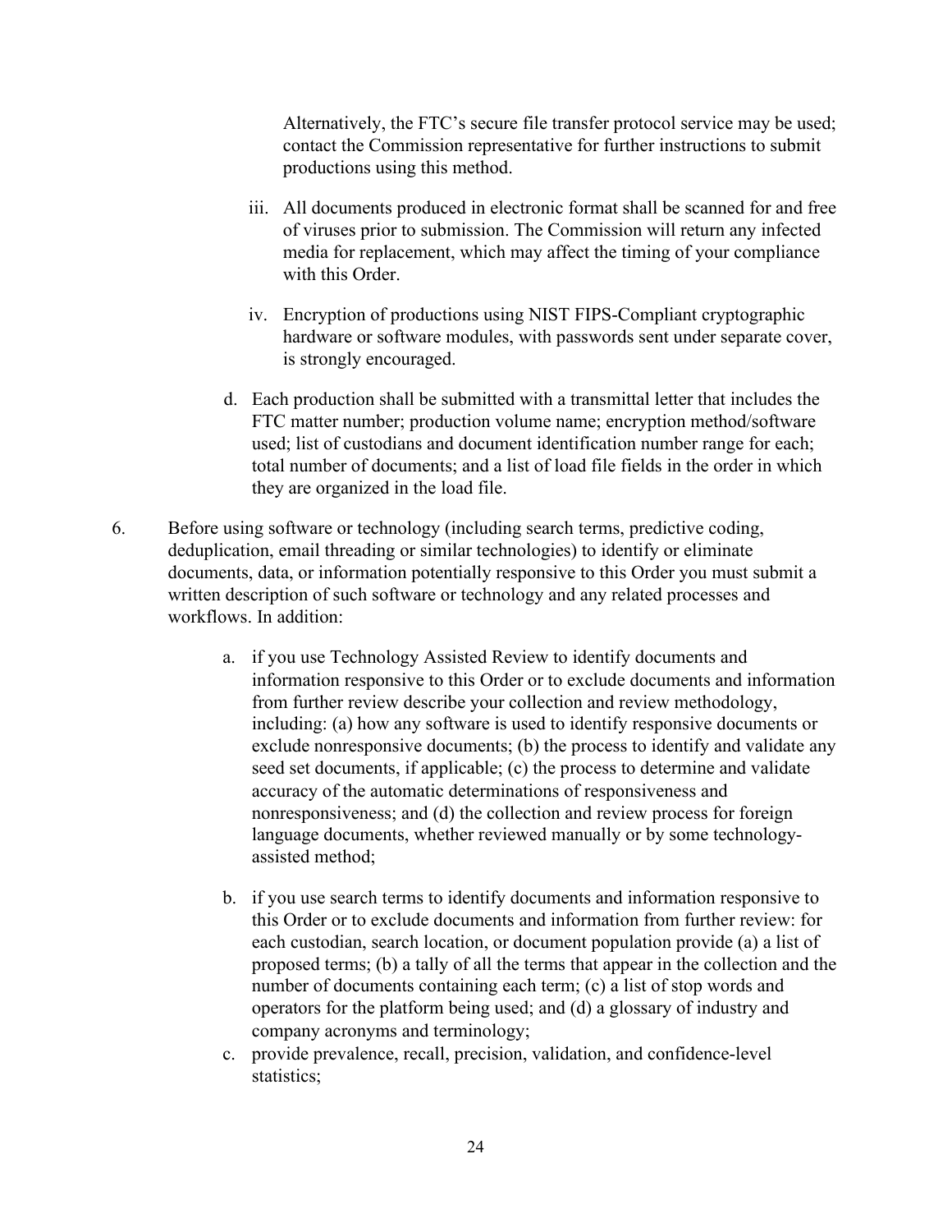Alternatively, the FTC's secure file transfer protocol service may be used; contact the Commission representative for further instructions to submit productions using this method.

iii. All documents produced in electronic format shall be scanned for and free of viruses prior to submission. The Commission will return any infected media for replacement, which may affect the timing of your compliance with this Order.

iv. Encryption of productions using NIST FIPS-Compliant cryptographic hardware or software modules, with passwords sent under separate cover, is strongly encouraged.

d. Each production shall be submitted with a transmittal letter that includes the FTC matter number; production volume name; encryption method/software used; list of custodians and document identification number range for each; total number of documents; and a list of load file fields in the order in which they are organized in the load file.

6. Before using software or technology (including search terms, predictive coding, deduplication, email threading or similar technologies) to identify or eliminate documents, data, or information potentially responsive to this Order you must submit a written description of such software or technology and any related processes and workflows. In addition:

   a. if you use Technology Assisted Review to identify documents and information responsive to this Order or to exclude documents and information from further review describe your collection and review methodology, including: (a) how any software is used to identify responsive documents or exclude nonresponsive documents; (b) the process to identify and validate any seed set documents, if applicable; (c) the process to determine and validate accuracy of the automatic determinations of responsiveness and nonresponsiveness; and (d) the collection and review process for foreign language documents, whether reviewed manually or by some technology-assisted method;

   b. if you use search terms to identify documents and information responsive to this Order or to exclude documents and information from further review: for each custodian, search location, or document population provide (a) a list of proposed terms; (b) a tally of all the terms that appear in the collection and the number of documents containing each term; (c) a list of stop words and operators for the platform being used; and (d) a glossary of industry and company acronyms and terminology;

   c. provide prevalence, recall, precision, validation, and confidence-level statistics;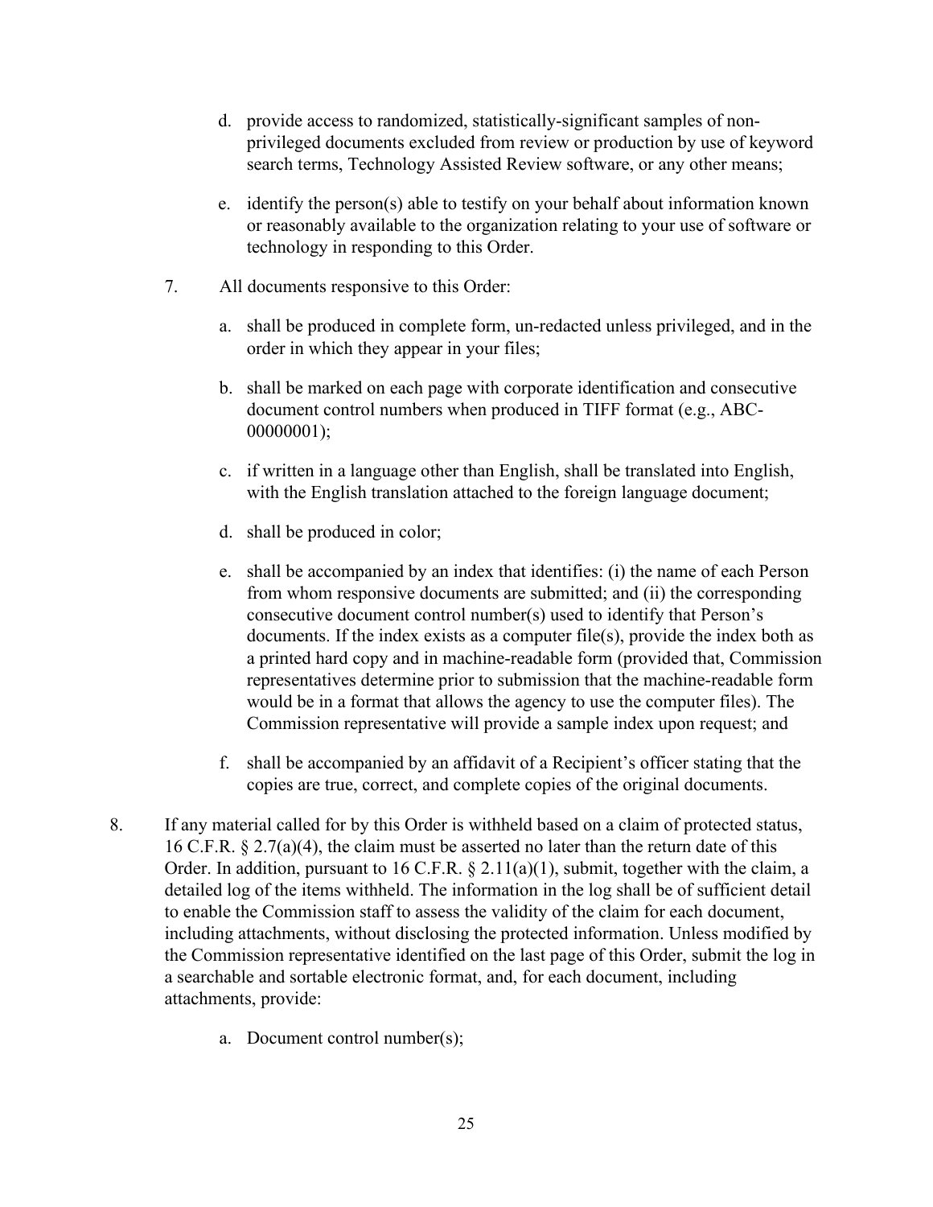d. provide access to randomized, statistically-significant samples of non-privileged documents excluded from review or production by use of keyword search terms, Technology Assisted Review software, or any other means;

e. identify the person(s) able to testify on your behalf about information known or reasonably available to the organization relating to your use of software or technology in responding to this Order.

7. All documents responsive to this Order:

   a. shall be produced in complete form, un-redacted unless privileged, and in the order in which they appear in your files;

   b. shall be marked on each page with corporate identification and consecutive document control numbers when produced in TIFF format (e.g., ABC-00000001);

   c. if written in a language other than English, shall be translated into English, with the English translation attached to the foreign language document;

   d. shall be produced in color;

   e. shall be accompanied by an index that identifies: (i) the name of each Person from whom responsive documents are submitted; and (ii) the corresponding consecutive document control number(s) used to identify that Person's documents. If the index exists as a computer file(s), provide the index both as a printed hard copy and in machine-readable form (provided that, Commission representatives determine prior to submission that the machine-readable form would be in a format that allows the agency to use the computer files). The Commission representative will provide a sample index upon request; and

   f. shall be accompanied by an affidavit of a Recipient's officer stating that the copies are true, correct, and complete copies of the original documents.

8. If any material called for by this Order is withheld based on a claim of protected status, 16 C.F.R. § 2.7(a)(4), the claim must be asserted no later than the return date of this Order. In addition, pursuant to 16 C.F.R. § 2.11(a)(1), submit, together with the claim, a detailed log of the items withheld. The information in the log shall be of sufficient detail to enable the Commission staff to assess the validity of the claim for each document, including attachments, without disclosing the protected information. Unless modified by the Commission representative identified on the last page of this Order, submit the log in a searchable and sortable electronic format, and, for each document, including attachments, provide:

   a. Document control number(s);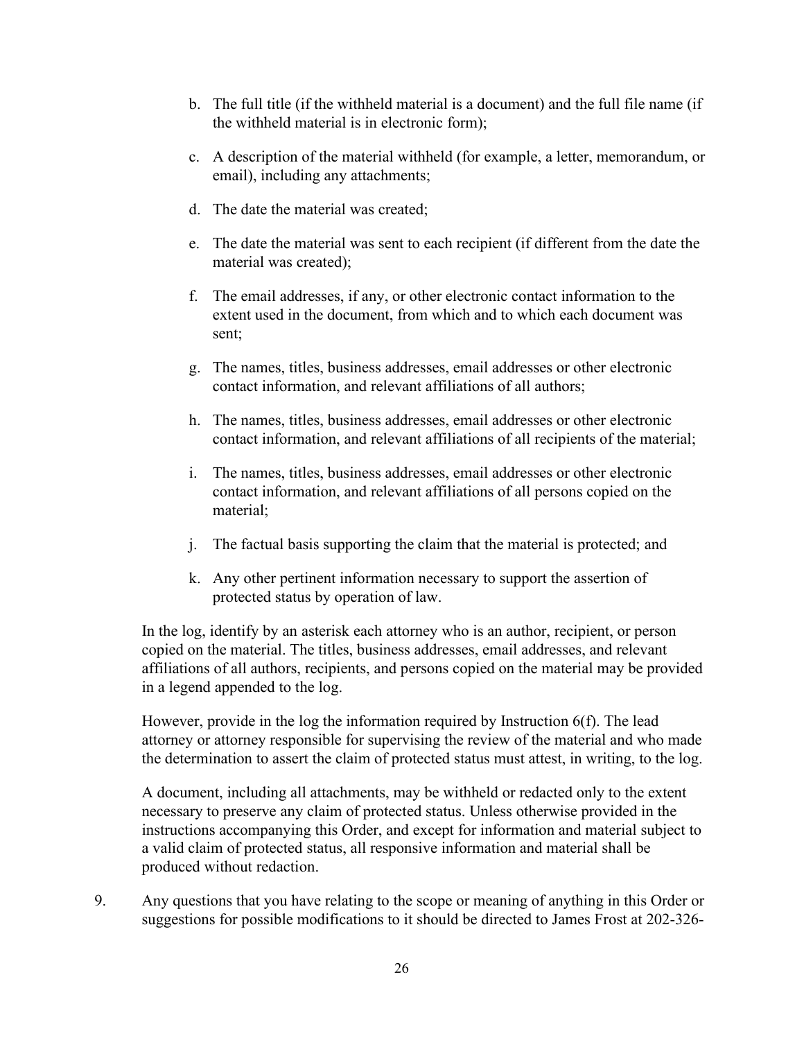b. The full title (if the withheld material is a document) and the full file name (if the withheld material is in electronic form);

c. A description of the material withheld (for example, a letter, memorandum, or email), including any attachments;

d. The date the material was created;

e. The date the material was sent to each recipient (if different from the date the material was created);

f. The email addresses, if any, or other electronic contact information to the extent used in the document, from which and to which each document was sent;

g. The names, titles, business addresses, email addresses or other electronic contact information, and relevant affiliations of all authors;

h. The names, titles, business addresses, email addresses or other electronic contact information, and relevant affiliations of all recipients of the material;

i. The names, titles, business addresses, email addresses or other electronic contact information, and relevant affiliations of all persons copied on the material;

j. The factual basis supporting the claim that the material is protected; and

k. Any other pertinent information necessary to support the assertion of protected status by operation of law.

In the log, identify by an asterisk each attorney who is an author, recipient, or person copied on the material. The titles, business addresses, email addresses, and relevant affiliations of all authors, recipients, and persons copied on the material may be provided in a legend appended to the log.

However, provide in the log the information required by Instruction 6(f). The lead attorney or attorney responsible for supervising the review of the material and who made the determination to assert the claim of protected status must attest, in writing, to the log.

A document, including all attachments, may be withheld or redacted only to the extent necessary to preserve any claim of protected status. Unless otherwise provided in the instructions accompanying this Order, and except for information and material subject to a valid claim of protected status, all responsive information and material shall be produced without redaction.

9. Any questions that you have relating to the scope or meaning of anything in this Order or suggestions for possible modifications to it should be directed to James Frost at 202-326-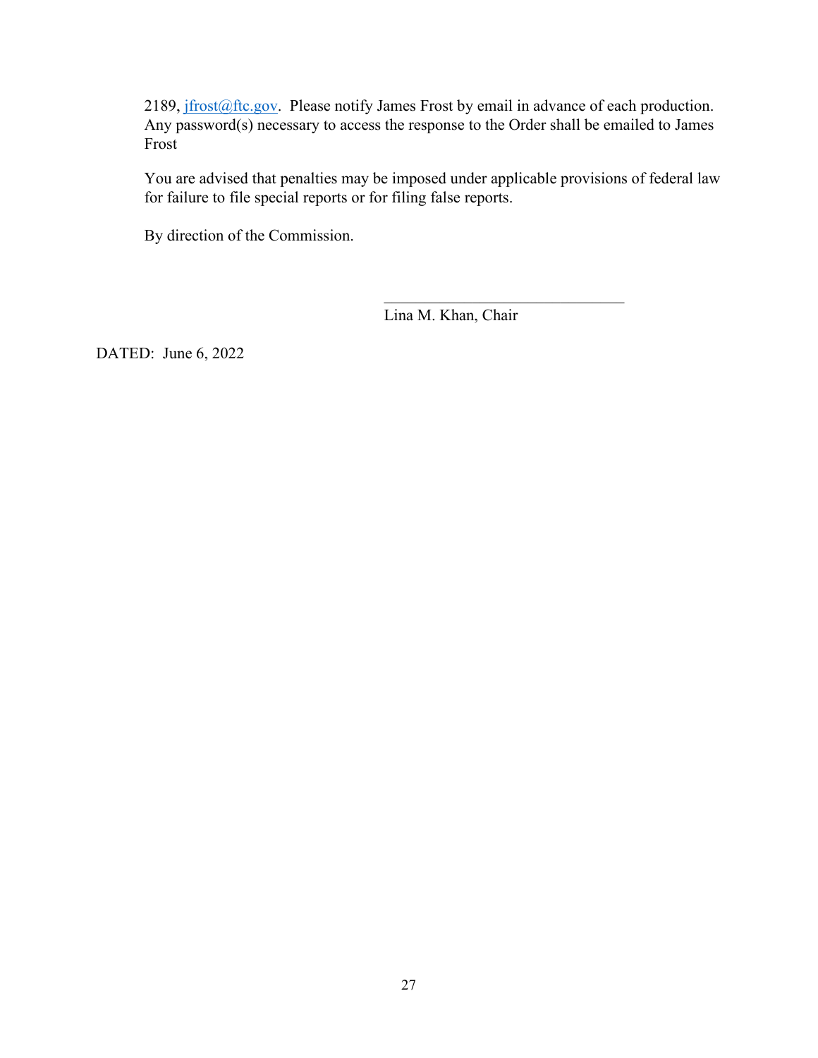2189, jfrost@ftc.gov. Please notify James Frost by email in advance of each production. Any password(s) necessary to access the response to the Order shall be emailed to James Frost

You are advised that penalties may be imposed under applicable provisions of federal law for failure to file special reports or for filing false reports.

By direction of the Commission.

\_\_\_\_\_\_\_\_\_\_\_\_\_\_\_\_\_\_\_\_\_\_\_\_\_\_\_\_\_\_\_\_

Lina M. Khan, Chair

DATED: June 6, 2022